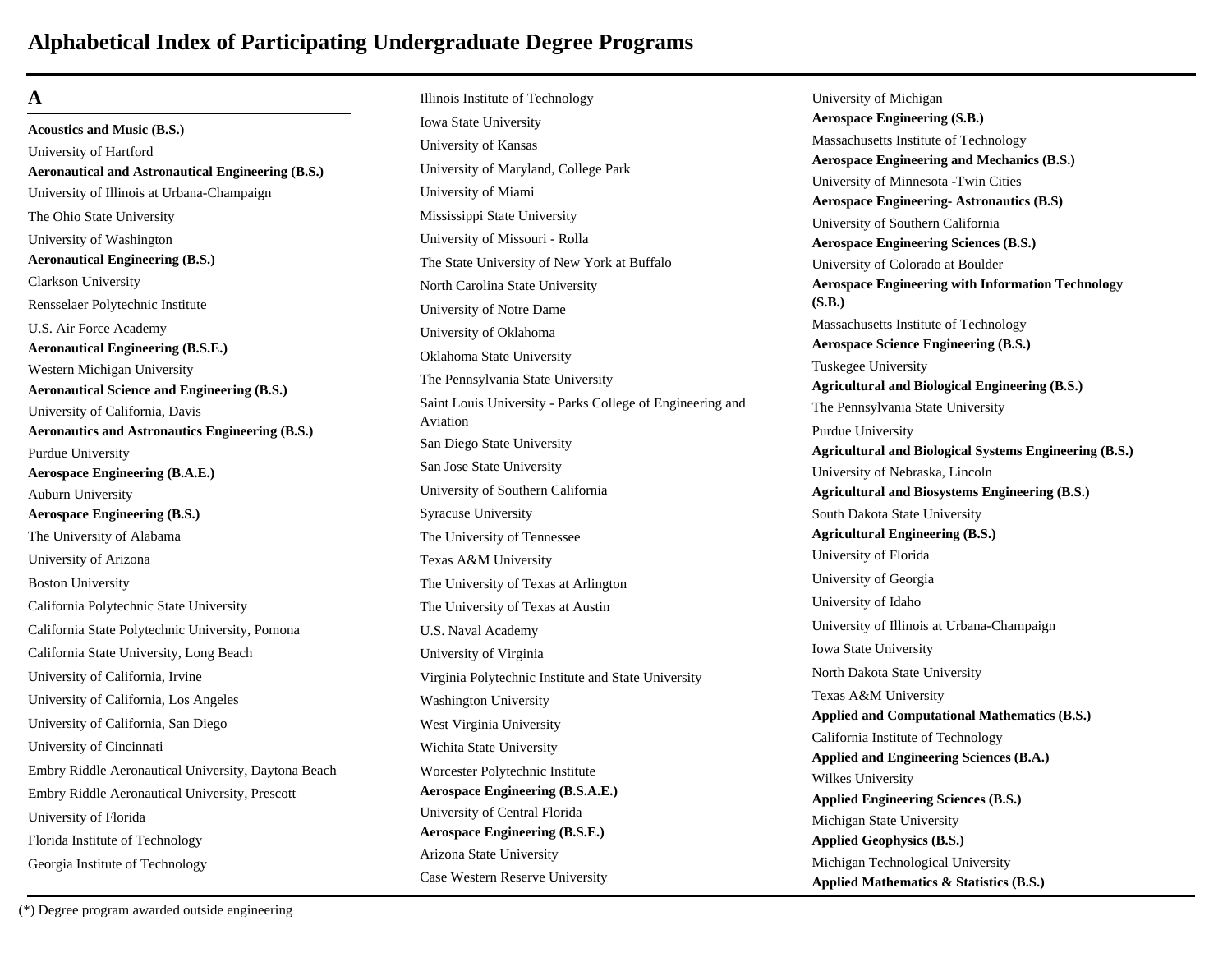# Alphabetical Index of Participating Undergraduate Degree Programs

## A

**Acoustics and Music (B.S.)**

University of Hartford

**Aeronautical and Astronautical Engineering (B.S.)**

University of Illinois at Urbana-Champaign

The Ohio State University

University of Washington

**Aeronautical Engineering (B.S.)**

Clarkson University

Rensselaer Polytechnic Institute

U.S. Air Force Academy

**Aeronautical Engineering (B.S.E.)**

Western Michigan University

**Aeronautical Science and Engineering (B.S.)**

University of California, Davis

**Aeronautics and Astronautics Engineering (B.S.)**

Purdue University

**Aerospace Engineering (B.A.E.)**

Auburn University

**Aerospace Engineering (B.S.)**

The University of Alabama

University of Arizona

Boston University

California Polytechnic State University

California State Polytechnic University, Pomona

California State University, Long Beach

University of California, Irvine

University of California, Los Angeles

University of California, San Diego

University of Cincinnati

Embry Riddle Aeronautical University, Daytona Beach

Embry Riddle Aeronautical University, Prescott

University of Florida

Florida Institute of Technology

Georgia Institute of Technology

Illinois Institute of Technology

Iowa State University

University of Kansas

University of Maryland, College Park

University of Miami

Mississippi State University

University of Missouri - Rolla

The State University of New York at Buffalo

North Carolina State University

University of Notre Dame

University of Oklahoma

Oklahoma State University

The Pennsylvania State University

Saint Louis University - Parks College of Engineering and Aviation

San Diego State University

San Jose State University

University of Southern California

Syracuse University

The University of Tennessee

Texas A&M University

The University of Texas at Arlington

The University of Texas at Austin

U.S. Naval Academy

University of Virginia

Virginia Polytechnic Institute and State University

Washington University

West Virginia University

Wichita State University

Worcester Polytechnic Institute

**Aerospace Engineering (B.S.A.E.)**

University of Central Florida

**Aerospace Engineering (B.S.E.)**

Arizona State University

Case Western Reserve University

University of Michigan

**Aerospace Engineering (S.B.)**

Massachusetts Institute of Technology

**Aerospace Engineering and Mechanics (B.S.)**

University of Minnesota -Twin Cities

**Aerospace Engineering- Astronautics (B.S)**

University of Southern California

**Aerospace Engineering Sciences (B.S.)**

University of Colorado at Boulder

**Aerospace Engineering with Information Technology (S.B.)**

Massachusetts Institute of Technology

**Aerospace Science Engineering (B.S.)**

Tuskegee University

**Agricultural and Biological Engineering (B.S.)**

The Pennsylvania State University

Purdue University

**Agricultural and Biological Systems Engineering (B.S.)**

University of Nebraska, Lincoln

**Agricultural and Biosystems Engineering (B.S.)**

South Dakota State University

**Agricultural Engineering (B.S.)**

University of Florida

University of Georgia

University of Idaho

University of Illinois at Urbana-Champaign

Iowa State University

North Dakota State University

Texas A&M University

**Applied and Computational Mathematics (B.S.)**

California Institute of Technology

**Applied and Engineering Sciences (B.A.)**

Wilkes University

**Applied Engineering Sciences (B.S.)**

Michigan State University

**Applied Geophysics (B.S.)**

Michigan Technological University

**Applied Mathematics & Statistics (B.S.)**

(*) Degree program awarded outside engineering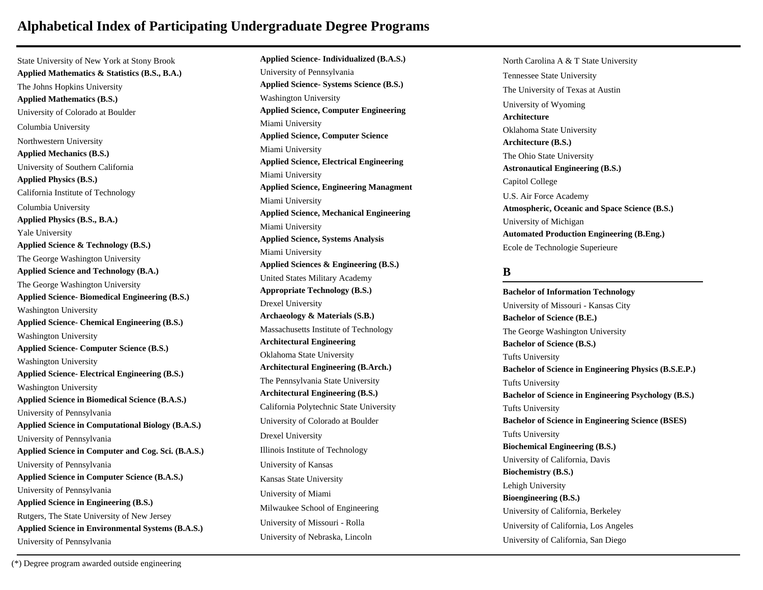# Alphabetical Index of Participating Undergraduate Degree Programs

State University of New York at Stony Brook

**Applied Mathematics & Statistics (B.S., B.A.)**

The Johns Hopkins University

**Applied Mathematics (B.S.)**

University of Colorado at Boulder

Columbia University

Northwestern University

**Applied Mechanics (B.S.)**

University of Southern California

**Applied Physics (B.S.)**

California Institute of Technology

Columbia University

**Applied Physics (B.S., B.A.)**

Yale University

**Applied Science & Technology (B.S.)**

The George Washington University

**Applied Science and Technology (B.A.)**

The George Washington University

**Applied Science- Biomedical Engineering (B.S.)**

Washington University

**Applied Science- Chemical Engineering (B.S.)**

Washington University

**Applied Science- Computer Science (B.S.)**

Washington University

**Applied Science- Electrical Engineering (B.S.)**

Washington University

**Applied Science in Biomedical Science (B.A.S.)**

University of Pennsylvania

**Applied Science in Computational Biology (B.A.S.)**

University of Pennsylvania

**Applied Science in Computer and Cog. Sci. (B.A.S.)**

University of Pennsylvania

**Applied Science in Computer Science (B.A.S.)**

University of Pennsylvania

**Applied Science in Engineering (B.S.)**

Rutgers, The State University of New Jersey

**Applied Science in Environmental Systems (B.A.S.)**

University of Pennsylvania

**Applied Science- Individualized (B.A.S.)**

University of Pennsylvania

**Applied Science- Systems Science (B.S.)**

Washington University

**Applied Science, Computer Engineering**

Miami University

**Applied Science, Computer Science**

Miami University

**Applied Science, Electrical Engineering**

Miami University

**Applied Science, Engineering Managment**

Miami University

**Applied Science, Mechanical Engineering**

Miami University

**Applied Science, Systems Analysis**

Miami University

**Applied Sciences & Engineering (B.S.)**

United States Military Academy

**Appropriate Technology (B.S.)**

Drexel University

**Archaeology & Materials (S.B.)**

Massachusetts Institute of Technology

**Architectural Engineering**

Oklahoma State University

**Architectural Engineering (B.Arch.)**

The Pennsylvania State University

**Architectural Engineering (B.S.)**

California Polytechnic State University

University of Colorado at Boulder

Drexel University

Illinois Institute of Technology

University of Kansas

Kansas State University

University of Miami

Milwaukee School of Engineering

University of Missouri - Rolla

University of Nebraska, Lincoln

North Carolina A & T State University

Tennessee State University

The University of Texas at Austin

University of Wyoming

**Architecture**

Oklahoma State University

**Architecture (B.S.)**

The Ohio State University

**Astronautical Engineering (B.S.)**

Capitol College

U.S. Air Force Academy

**Atmospheric, Oceanic and Space Science (B.S.)**

University of Michigan

**Automated Production Engineering (B.Eng.)**

Ecole de Technologie Superieure

## B

**Bachelor of Information Technology**

University of Missouri - Kansas City

**Bachelor of Science (B.E.)**

The George Washington University

**Bachelor of Science (B.S.)**

Tufts University

**Bachelor of Science in Engineering Physics (B.S.E.P.)**

Tufts University

**Bachelor of Science in Engineering Psychology (B.S.)**

Tufts University

**Bachelor of Science in Engineering Science (BSES)**

Tufts University

**Biochemical Engineering (B.S.)**

University of California, Davis

**Biochemistry (B.S.)**

Lehigh University

**Bioengineering (B.S.)**

University of California, Berkeley

University of California, Los Angeles

University of California, San Diego

(*) Degree program awarded outside engineering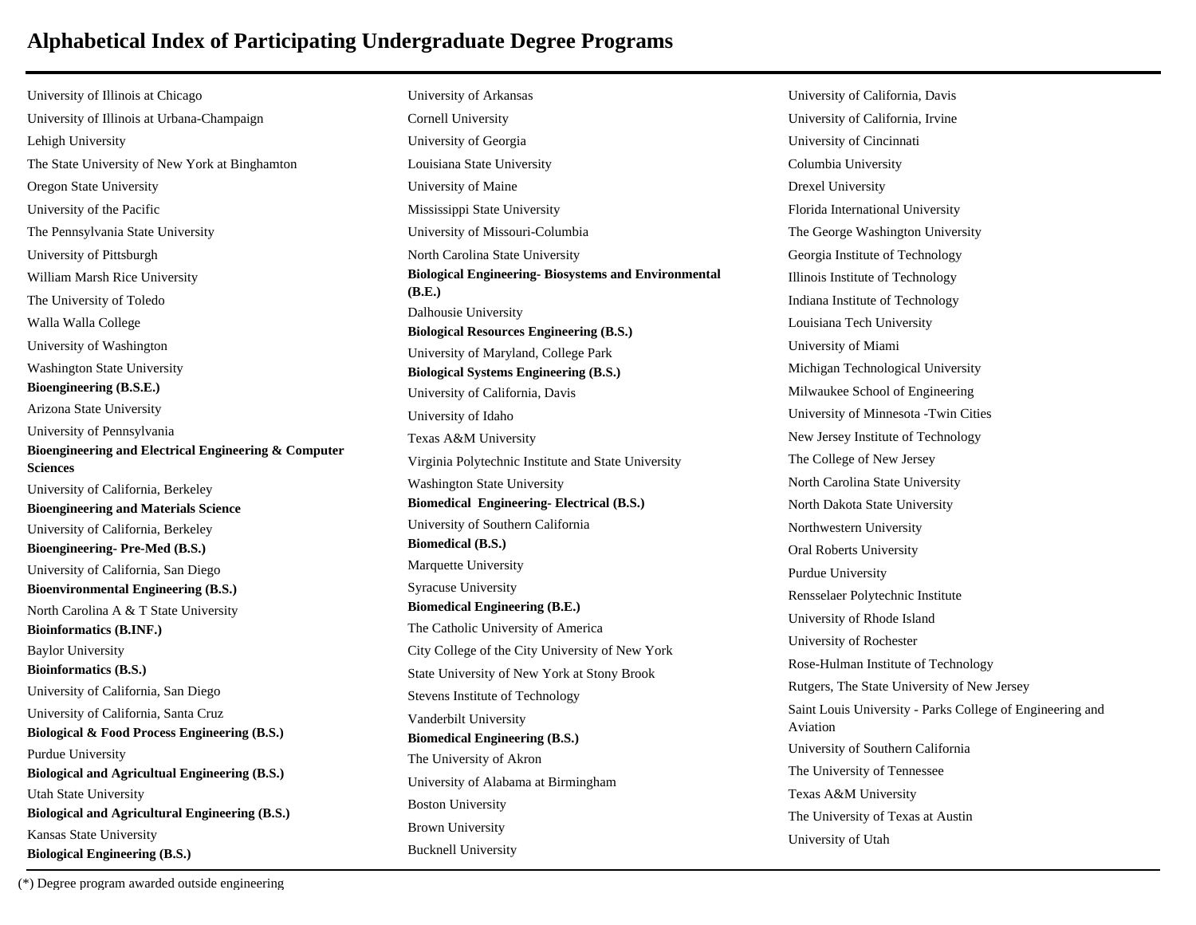# Alphabetical Index of Participating Undergraduate Degree Programs

University of Illinois at Chicago

University of Illinois at Urbana-Champaign

Lehigh University

The State University of New York at Binghamton

Oregon State University

University of the Pacific

The Pennsylvania State University

University of Pittsburgh

William Marsh Rice University

The University of Toledo

Walla Walla College

University of Washington

Washington State University

**Bioengineering (B.S.E.)**

Arizona State University

University of Pennsylvania

**Bioengineering and Electrical Engineering & Computer Sciences**

University of California, Berkeley

**Bioengineering and Materials Science**

University of California, Berkeley

**Bioengineering- Pre-Med (B.S.)**

University of California, San Diego

**Bioenvironmental Engineering (B.S.)**

North Carolina A & T State University

**Bioinformatics (B.INF.)**

Baylor University

**Bioinformatics (B.S.)**

University of California, San Diego

University of California, Santa Cruz

**Biological & Food Process Engineering (B.S.)**

Purdue University

**Biological and Agricultual Engineering (B.S.)**

Utah State University

**Biological and Agricultural Engineering (B.S.)**

Kansas State University

**Biological Engineering (B.S.)**

University of Arkansas

Cornell University

University of Georgia

Louisiana State University

University of Maine

Mississippi State University

University of Missouri-Columbia

North Carolina State University

**Biological Engineering- Biosystems and Environmental (B.E.)**

Dalhousie University

**Biological Resources Engineering (B.S.)**

University of Maryland, College Park

**Biological Systems Engineering (B.S.)**

University of California, Davis

University of Idaho

Texas A&M University

Virginia Polytechnic Institute and State University

Washington State University

**Biomedical Engineering- Electrical (B.S.)**

University of Southern California

**Biomedical (B.S.)**

Marquette University

Syracuse University

**Biomedical Engineering (B.E.)**

The Catholic University of America

City College of the City University of New York

State University of New York at Stony Brook

Stevens Institute of Technology

Vanderbilt University

**Biomedical Engineering (B.S.)**

The University of Akron

University of Alabama at Birmingham

Boston University

Brown University

Bucknell University

University of California, Davis

University of California, Irvine

University of Cincinnati

Columbia University

Drexel University

Florida International University

The George Washington University

Georgia Institute of Technology

Illinois Institute of Technology

Indiana Institute of Technology

Louisiana Tech University

University of Miami

Michigan Technological University

Milwaukee School of Engineering

University of Minnesota -Twin Cities

New Jersey Institute of Technology

The College of New Jersey

North Carolina State University

North Dakota State University

Northwestern University

Oral Roberts University

Purdue University

Rensselaer Polytechnic Institute

University of Rhode Island

University of Rochester

Rose-Hulman Institute of Technology

Rutgers, The State University of New Jersey

Saint Louis University - Parks College of Engineering and Aviation

University of Southern California

The University of Tennessee

Texas A&M University

The University of Texas at Austin

University of Utah

(*) Degree program awarded outside engineering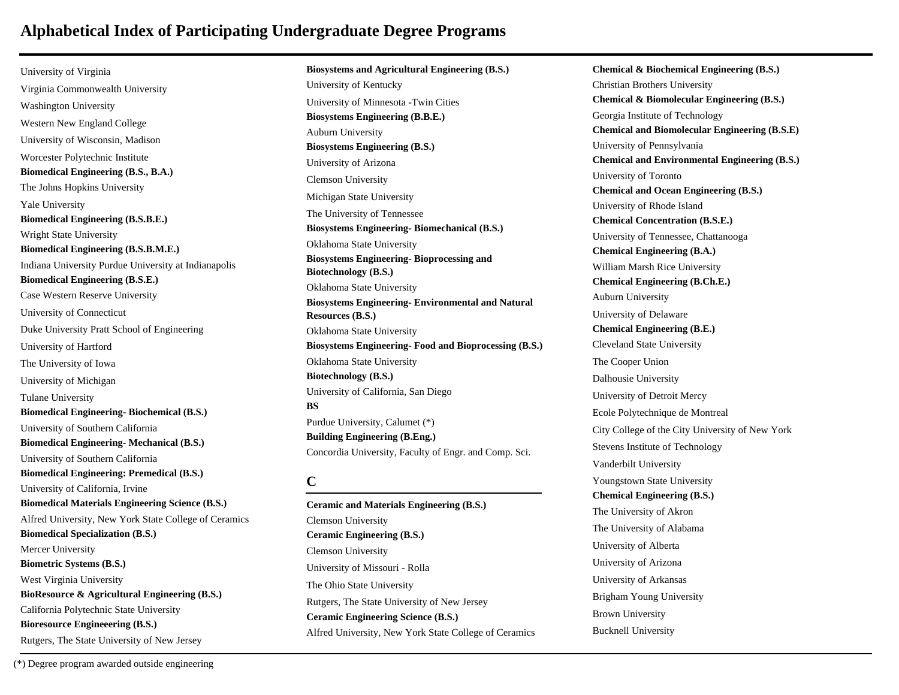# Alphabetical Index of Participating Undergraduate Degree Programs

University of Virginia

Virginia Commonwealth University

Washington University

Western New England College

University of Wisconsin, Madison

Worcester Polytechnic Institute

**Biomedical Engineering (B.S., B.A.)**

The Johns Hopkins University

Yale University

**Biomedical Engineering (B.S.B.E.)**

Wright State University

**Biomedical Engineering (B.S.B.M.E.)**

Indiana University Purdue University at Indianapolis

**Biomedical Engineering (B.S.E.)**

Case Western Reserve University

University of Connecticut

Duke University Pratt School of Engineering

University of Hartford

The University of Iowa

University of Michigan

Tulane University

**Biomedical Engineering- Biochemical (B.S.)**

University of Southern California

**Biomedical Engineering- Mechanical (B.S.)**

University of Southern California

**Biomedical Engineering: Premedical (B.S.)**

University of California, Irvine

**Biomedical Materials Engineering Science (B.S.)**

Alfred University, New York State College of Ceramics

**Biomedical Specialization (B.S.)**

Mercer University

**Biometric Systems (B.S.)**

West Virginia University

**BioResource & Agricultural Engineering (B.S.)**

California Polytechnic State University

**Bioresource Engineeering (B.S.)**

Rutgers, The State University of New Jersey

**Biosystems and Agricultural Engineering (B.S.)**

University of Kentucky

University of Minnesota -Twin Cities

**Biosystems Engineering (B.B.E.)**

Auburn University

**Biosystems Engineering (B.S.)**

University of Arizona

Clemson University

Michigan State University

The University of Tennessee

**Biosystems Engineering- Biomechanical (B.S.)**

Oklahoma State University

**Biosystems Engineering- Bioprocessing and Biotechnology (B.S.)**

Oklahoma State University

**Biosystems Engineering- Environmental and Natural Resources (B.S.)**

Oklahoma State University

**Biosystems Engineering- Food and Bioprocessing (B.S.)**

Oklahoma State University

**Biotechnology (B.S.)**

University of California, San Diego

**BS**

Purdue University, Calumet (*)

**Building Engineering (B.Eng.)**

Concordia University, Faculty of Engr. and Comp. Sci.

## C

**Ceramic and Materials Engineering (B.S.)**

Clemson University

**Ceramic Engineering (B.S.)**

Clemson University

University of Missouri - Rolla

The Ohio State University

Rutgers, The State University of New Jersey

**Ceramic Engineering Science (B.S.)**

Alfred University, New York State College of Ceramics

**Chemical & Biochemical Engineering (B.S.)**

Christian Brothers University

**Chemical & Biomolecular Engineering (B.S.)**

Georgia Institute of Technology

**Chemical and Biomolecular Engineering (B.S.E)**

University of Pennsylvania

**Chemical and Environmental Engineering (B.S.)**

University of Toronto

**Chemical and Ocean Engineering (B.S.)**

University of Rhode Island

**Chemical Concentration (B.S.E.)**

University of Tennessee, Chattanooga

**Chemical Engineering (B.A.)**

William Marsh Rice University

**Chemical Engineering (B.Ch.E.)**

Auburn University

University of Delaware

**Chemical Engineering (B.E.)**

Cleveland State University

The Cooper Union

Dalhousie University

University of Detroit Mercy

Ecole Polytechnique de Montreal

City College of the City University of New York

Stevens Institute of Technology

Vanderbilt University

Youngstown State University

**Chemical Engineering (B.S.)**

The University of Akron

The University of Alabama

University of Alberta

University of Arizona

University of Arkansas

Brigham Young University

Brown University

Bucknell University

(*) Degree program awarded outside engineering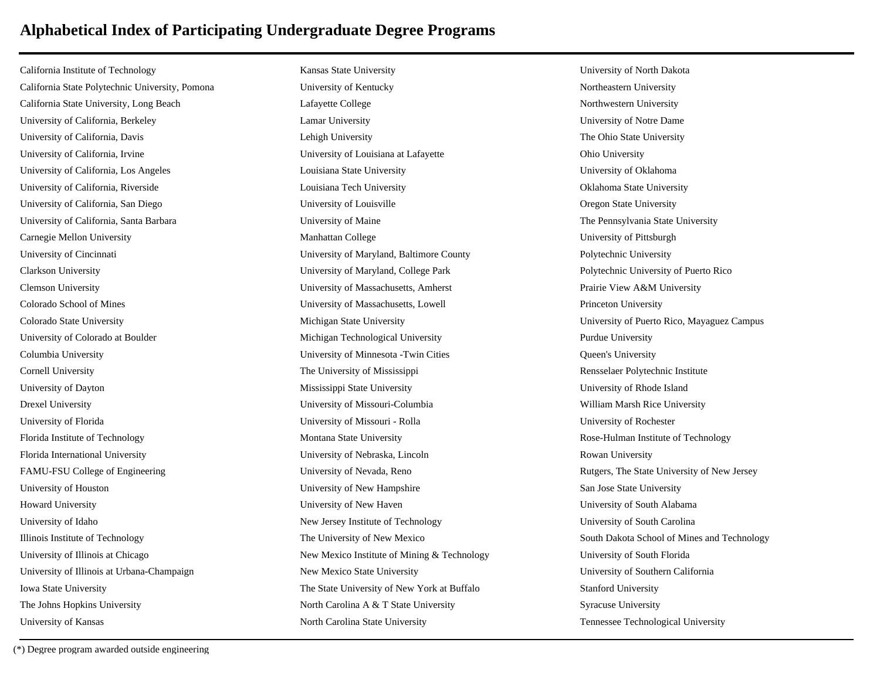# Alphabetical Index of Participating Undergraduate Degree Programs

California Institute of Technology
California State Polytechnic University, Pomona
California State University, Long Beach
University of California, Berkeley
University of California, Davis
University of California, Irvine
University of California, Los Angeles
University of California, Riverside
University of California, San Diego
University of California, Santa Barbara
Carnegie Mellon University
University of Cincinnati
Clarkson University
Clemson University
Colorado School of Mines
Colorado State University
University of Colorado at Boulder
Columbia University
Cornell University
University of Dayton
Drexel University
University of Florida
Florida Institute of Technology
Florida International University
FAMU-FSU College of Engineering
University of Houston
Howard University
University of Idaho
Illinois Institute of Technology
University of Illinois at Chicago
University of Illinois at Urbana-Champaign
Iowa State University
The Johns Hopkins University
University of Kansas
Kansas State University
University of Kentucky
Lafayette College
Lamar University
Lehigh University
University of Louisiana at Lafayette
Louisiana State University
Louisiana Tech University
University of Louisville
University of Maine
Manhattan College
University of Maryland, Baltimore County
University of Maryland, College Park
University of Massachusetts, Amherst
University of Massachusetts, Lowell
Michigan State University
Michigan Technological University
University of Minnesota -Twin Cities
The University of Mississippi
Mississippi State University
University of Missouri-Columbia
University of Missouri - Rolla
Montana State University
University of Nebraska, Lincoln
University of Nevada, Reno
University of New Hampshire
University of New Haven
New Jersey Institute of Technology
The University of New Mexico
New Mexico Institute of Mining & Technology
New Mexico State University
The State University of New York at Buffalo
North Carolina A & T State University
North Carolina State University
University of North Dakota
Northeastern University
Northwestern University
University of Notre Dame
The Ohio State University
Ohio University
University of Oklahoma
Oklahoma State University
Oregon State University
The Pennsylvania State University
University of Pittsburgh
Polytechnic University
Polytechnic University of Puerto Rico
Prairie View A&M University
Princeton University
University of Puerto Rico, Mayaguez Campus
Purdue University
Queen's University
Rensselaer Polytechnic Institute
University of Rhode Island
William Marsh Rice University
University of Rochester
Rose-Hulman Institute of Technology
Rowan University
Rutgers, The State University of New Jersey
San Jose State University
University of South Alabama
University of South Carolina
South Dakota School of Mines and Technology
University of South Florida
University of Southern California
Stanford University
Syracuse University
Tennessee Technological University

(*) Degree program awarded outside engineering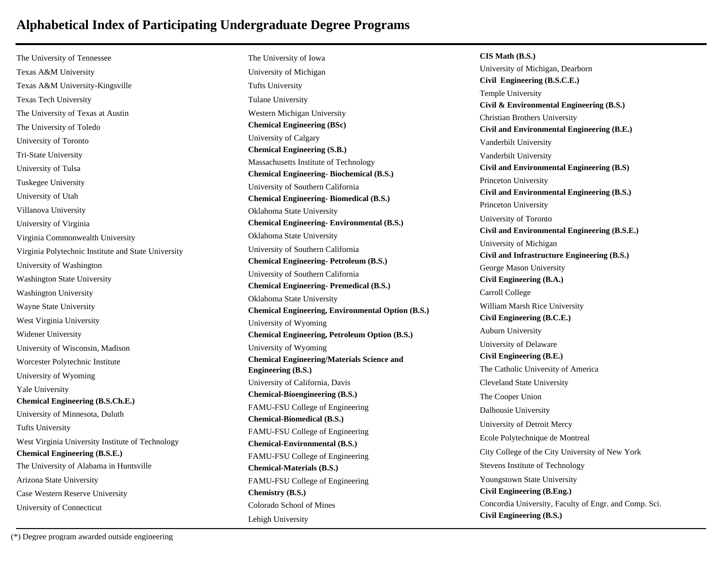# Alphabetical Index of Participating Undergraduate Degree Programs

The University of Tennessee

Texas A&M University

Texas A&M University-Kingsville

Texas Tech University

The University of Texas at Austin

The University of Toledo

University of Toronto

Tri-State University

University of Tulsa

Tuskegee University

University of Utah

Villanova University

University of Virginia

Virginia Commonwealth University

Virginia Polytechnic Institute and State University

University of Washington

Washington State University

Washington University

Wayne State University

West Virginia University

Widener University

University of Wisconsin, Madison

Worcester Polytechnic Institute

University of Wyoming

Yale University

**Chemical Engineering (B.S.Ch.E.)**

University of Minnesota, Duluth

Tufts University

West Virginia University Institute of Technology

**Chemical Engineering (B.S.E.)**

The University of Alabama in Huntsville

Arizona State University

Case Western Reserve University

University of Connecticut

The University of Iowa

University of Michigan

Tufts University

Tulane University

Western Michigan University

**Chemical Engineering (BSc)**

University of Calgary

**Chemical Engineering (S.B.)**

Massachusetts Institute of Technology

**Chemical Engineering- Biochemical (B.S.)**

University of Southern California

**Chemical Engineering- Biomedical (B.S.)**

Oklahoma State University

**Chemical Engineering- Environmental (B.S.)**

Oklahoma State University

University of Southern California

**Chemical Engineering- Petroleum (B.S.)**

University of Southern California

**Chemical Engineering- Premedical (B.S.)**

Oklahoma State University

**Chemical Engineering, Environmental Option (B.S.)**

University of Wyoming

**Chemical Engineering, Petroleum Option (B.S.)**

University of Wyoming

**Chemical Engineering/Materials Science and Engineering (B.S.)**

University of California, Davis

**Chemical-Bioengineering (B.S.)**

FAMU-FSU College of Engineering

**Chemical-Biomedical (B.S.)**

FAMU-FSU College of Engineering

**Chemical-Environmental (B.S.)**

FAMU-FSU College of Engineering

**Chemical-Materials (B.S.)**

FAMU-FSU College of Engineering

**Chemistry (B.S.)**

Colorado School of Mines

Lehigh University

**CIS Math (B.S.)**

University of Michigan, Dearborn

**Civil Engineering (B.S.C.E.)**

Temple University

**Civil & Environmental Engineering (B.S.)**

Christian Brothers University

**Civil and Environmental Engineering (B.E.)**

Vanderbilt University

Vanderbilt University

**Civil and Environmental Engineering (B.S)**

Princeton University

**Civil and Environmental Engineering (B.S.)**

Princeton University

University of Toronto

**Civil and Environmental Engineering (B.S.E.)**

University of Michigan

**Civil and Infrastructure Engineering (B.S.)**

George Mason University

**Civil Engineering (B.A.)**

Carroll College

William Marsh Rice University

**Civil Engineering (B.C.E.)**

Auburn University

University of Delaware

**Civil Engineering (B.E.)**

The Catholic University of America

Cleveland State University

The Cooper Union

Dalhousie University

University of Detroit Mercy

Ecole Polytechnique de Montreal

City College of the City University of New York

Stevens Institute of Technology

Youngstown State University

**Civil Engineering (B.Eng.)**

Concordia University, Faculty of Engr. and Comp. Sci.

**Civil Engineering (B.S.)**

(*) Degree program awarded outside engineering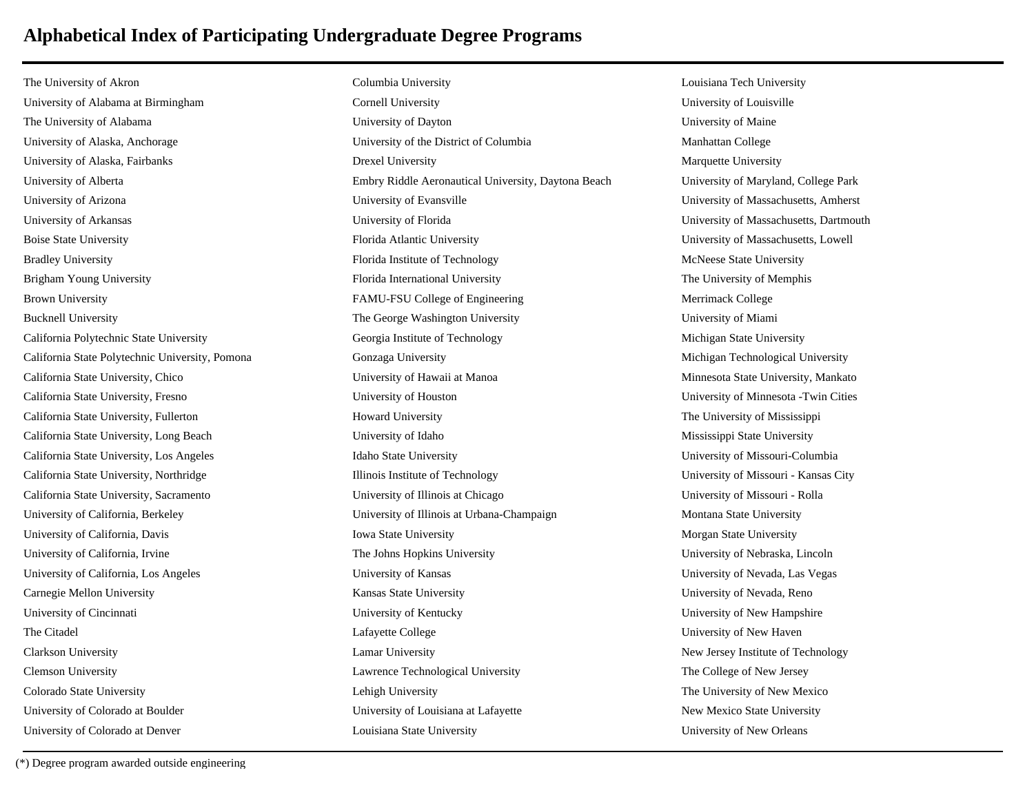# Alphabetical Index of Participating Undergraduate Degree Programs

The University of Akron
University of Alabama at Birmingham
The University of Alabama
University of Alaska, Anchorage
University of Alaska, Fairbanks
University of Alberta
University of Arizona
University of Arkansas
Boise State University
Bradley University
Brigham Young University
Brown University
Bucknell University
California Polytechnic State University
California State Polytechnic University, Pomona
California State University, Chico
California State University, Fresno
California State University, Fullerton
California State University, Long Beach
California State University, Los Angeles
California State University, Northridge
California State University, Sacramento
University of California, Berkeley
University of California, Davis
University of California, Irvine
University of California, Los Angeles
Carnegie Mellon University
University of Cincinnati
The Citadel
Clarkson University
Clemson University
Colorado State University
University of Colorado at Boulder
University of Colorado at Denver
Columbia University
Cornell University
University of Dayton
University of the District of Columbia
Drexel University
Embry Riddle Aeronautical University, Daytona Beach
University of Evansville
University of Florida
Florida Atlantic University
Florida Institute of Technology
Florida International University
FAMU-FSU College of Engineering
The George Washington University
Georgia Institute of Technology
Gonzaga University
University of Hawaii at Manoa
University of Houston
Howard University
University of Idaho
Idaho State University
Illinois Institute of Technology
University of Illinois at Chicago
University of Illinois at Urbana-Champaign
Iowa State University
The Johns Hopkins University
University of Kansas
Kansas State University
University of Kentucky
Lafayette College
Lamar University
Lawrence Technological University
Lehigh University
University of Louisiana at Lafayette
Louisiana State University
Louisiana Tech University
University of Louisville
University of Maine
Manhattan College
Marquette University
University of Maryland, College Park
University of Massachusetts, Amherst
University of Massachusetts, Dartmouth
University of Massachusetts, Lowell
McNeese State University
The University of Memphis
Merrimack College
University of Miami
Michigan State University
Michigan Technological University
Minnesota State University, Mankato
University of Minnesota -Twin Cities
The University of Mississippi
Mississippi State University
University of Missouri-Columbia
University of Missouri - Kansas City
University of Missouri - Rolla
Montana State University
Morgan State University
University of Nebraska, Lincoln
University of Nevada, Las Vegas
University of Nevada, Reno
University of New Hampshire
University of New Haven
New Jersey Institute of Technology
The College of New Jersey
The University of New Mexico
New Mexico State University
University of New Orleans

(*) Degree program awarded outside engineering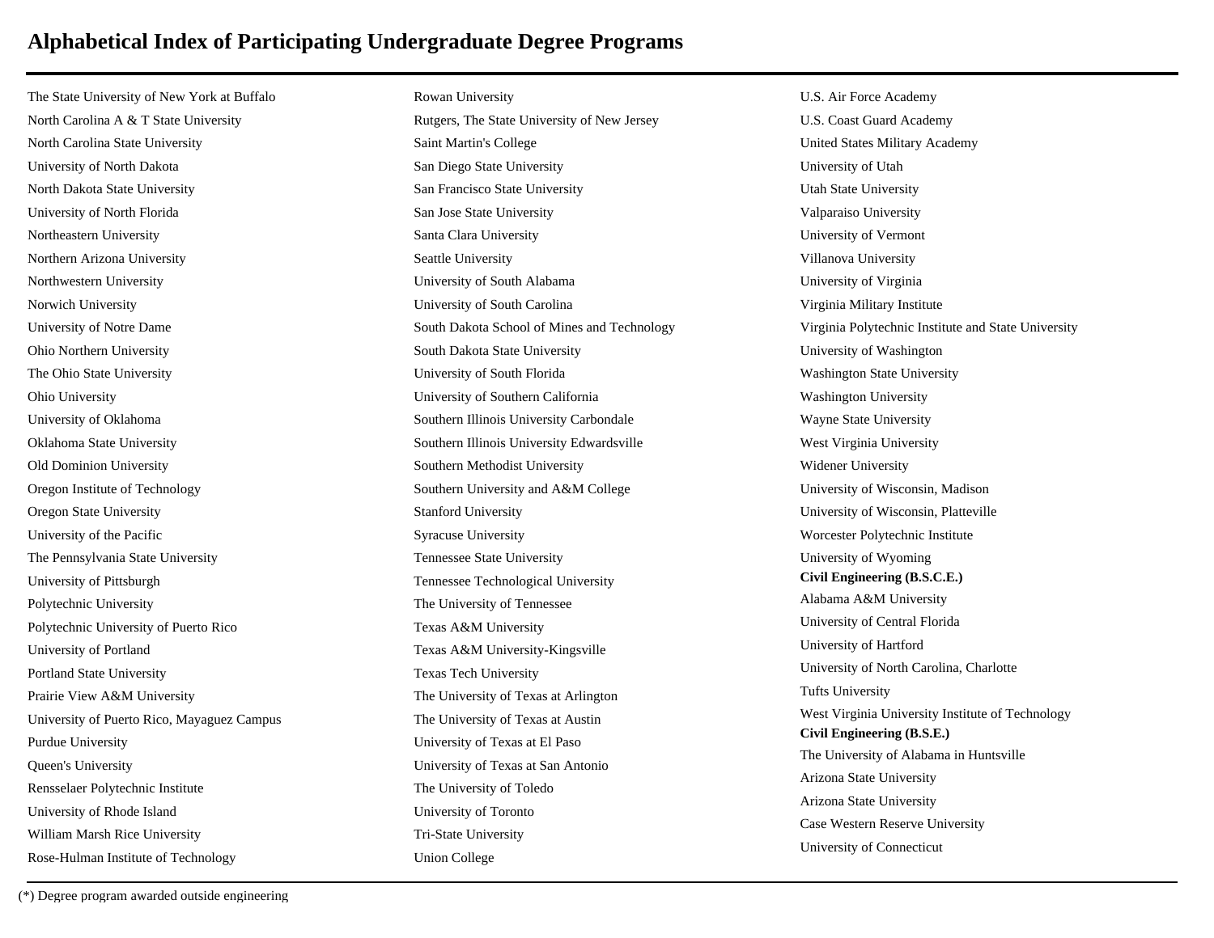# Alphabetical Index of Participating Undergraduate Degree Programs

The State University of New York at Buffalo
North Carolina A & T State University
North Carolina State University
University of North Dakota
North Dakota State University
University of North Florida
Northeastern University
Northern Arizona University
Northwestern University
Norwich University
University of Notre Dame
Ohio Northern University
The Ohio State University
Ohio University
University of Oklahoma
Oklahoma State University
Old Dominion University
Oregon Institute of Technology
Oregon State University
University of the Pacific
The Pennsylvania State University
University of Pittsburgh
Polytechnic University
Polytechnic University of Puerto Rico
University of Portland
Portland State University
Prairie View A&M University
University of Puerto Rico, Mayaguez Campus
Purdue University
Queen's University
Rensselaer Polytechnic Institute
University of Rhode Island
William Marsh Rice University
Rose-Hulman Institute of Technology
Rowan University
Rutgers, The State University of New Jersey
Saint Martin's College
San Diego State University
San Francisco State University
San Jose State University
Santa Clara University
Seattle University
University of South Alabama
University of South Carolina
South Dakota School of Mines and Technology
South Dakota State University
University of South Florida
University of Southern California
Southern Illinois University Carbondale
Southern Illinois University Edwardsville
Southern Methodist University
Southern University and A&M College
Stanford University
Syracuse University
Tennessee State University
Tennessee Technological University
The University of Tennessee
Texas A&M University
Texas A&M University-Kingsville
Texas Tech University
The University of Texas at Arlington
The University of Texas at Austin
University of Texas at El Paso
University of Texas at San Antonio
The University of Toledo
University of Toronto
Tri-State University
Union College
U.S. Air Force Academy
U.S. Coast Guard Academy
United States Military Academy
University of Utah
Utah State University
Valparaiso University
University of Vermont
Villanova University
University of Virginia
Virginia Military Institute
Virginia Polytechnic Institute and State University
University of Washington
Washington State University
Washington University
Wayne State University
West Virginia University
Widener University
University of Wisconsin, Madison
University of Wisconsin, Platteville
Worcester Polytechnic Institute
University of Wyoming

**Civil Engineering (B.S.C.E.)**

Alabama A&M University
University of Central Florida
University of Hartford
University of North Carolina, Charlotte
Tufts University
West Virginia University Institute of Technology

**Civil Engineering (B.S.E.)**

The University of Alabama in Huntsville
Arizona State University
Arizona State University
Case Western Reserve University
University of Connecticut

(*) Degree program awarded outside engineering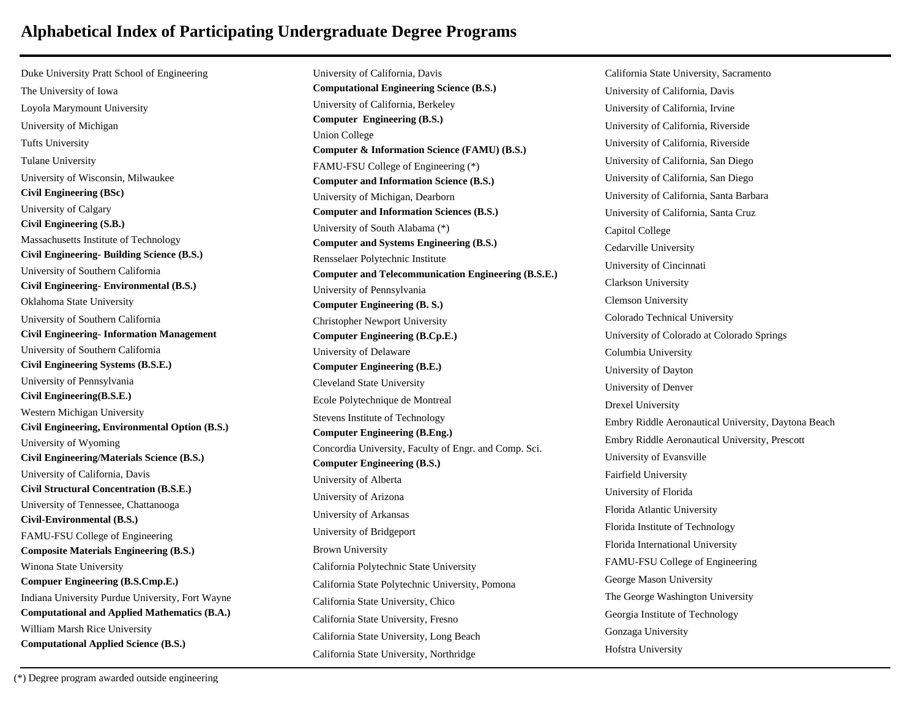# Alphabetical Index of Participating Undergraduate Degree Programs

Duke University Pratt School of Engineering
The University of Iowa
Loyola Marymount University
University of Michigan
Tufts University
Tulane University
University of Wisconsin, Milwaukee

**Civil Engineering (BSc)**
University of Calgary

**Civil Engineering (S.B.)**
Massachusetts Institute of Technology

**Civil Engineering- Building Science (B.S.)**
University of Southern California

**Civil Engineering- Environmental (B.S.)**
Oklahoma State University
University of Southern California

**Civil Engineering- Information Management**
University of Southern California

**Civil Engineering Systems (B.S.E.)**
University of Pennsylvania

**Civil Engineering(B.S.E.)**
Western Michigan University

**Civil Engineering, Environmental Option (B.S.)**
University of Wyoming

**Civil Engineering/Materials Science (B.S.)**
University of California, Davis

**Civil Structural Concentration (B.S.E.)**
University of Tennessee, Chattanooga

**Civil-Environmental (B.S.)**
FAMU-FSU College of Engineering

**Composite Materials Engineering (B.S.)**
Winona State University

**Compuer Engineering (B.S.Cmp.E.)**
Indiana University Purdue University, Fort Wayne

**Computational and Applied Mathematics (B.A.)**
William Marsh Rice University

**Computational Applied Science (B.S.)**
University of California, Davis

**Computational Engineering Science (B.S.)**
University of California, Berkeley

**Computer Engineering (B.S.)**
Union College

**Computer & Information Science (FAMU) (B.S.)**
FAMU-FSU College of Engineering (*)

**Computer and Information Science (B.S.)**
University of Michigan, Dearborn

**Computer and Information Sciences (B.S.)**
University of South Alabama (*)

**Computer and Systems Engineering (B.S.)**
Rensselaer Polytechnic Institute

**Computer and Telecommunication Engineering (B.S.E.)**
University of Pennsylvania

**Computer Engineering (B. S.)**
Christopher Newport University

**Computer Engineering (B.Cp.E.)**
University of Delaware

**Computer Engineering (B.E.)**
Cleveland State University
Ecole Polytechnique de Montreal
Stevens Institute of Technology

**Computer Engineering (B.Eng.)**
Concordia University, Faculty of Engr. and Comp. Sci.

**Computer Engineering (B.S.)**
University of Alberta
University of Arizona
University of Arkansas
University of Bridgeport
Brown University
California Polytechnic State University
California State Polytechnic University, Pomona
California State University, Chico
California State University, Fresno
California State University, Long Beach
California State University, Northridge
California State University, Sacramento
University of California, Davis
University of California, Irvine
University of California, Riverside
University of California, Riverside
University of California, San Diego
University of California, San Diego
University of California, Santa Barbara
University of California, Santa Cruz
Capitol College
Cedarville University
University of Cincinnati
Clarkson University
Clemson University
Colorado Technical University
University of Colorado at Colorado Springs
Columbia University
University of Dayton
University of Denver
Drexel University
Embry Riddle Aeronautical University, Daytona Beach
Embry Riddle Aeronautical University, Prescott
University of Evansville
Fairfield University
University of Florida
Florida Atlantic University
Florida Institute of Technology
Florida International University
FAMU-FSU College of Engineering
George Mason University
The George Washington University
Georgia Institute of Technology
Gonzaga University
Hofstra University

(*) Degree program awarded outside engineering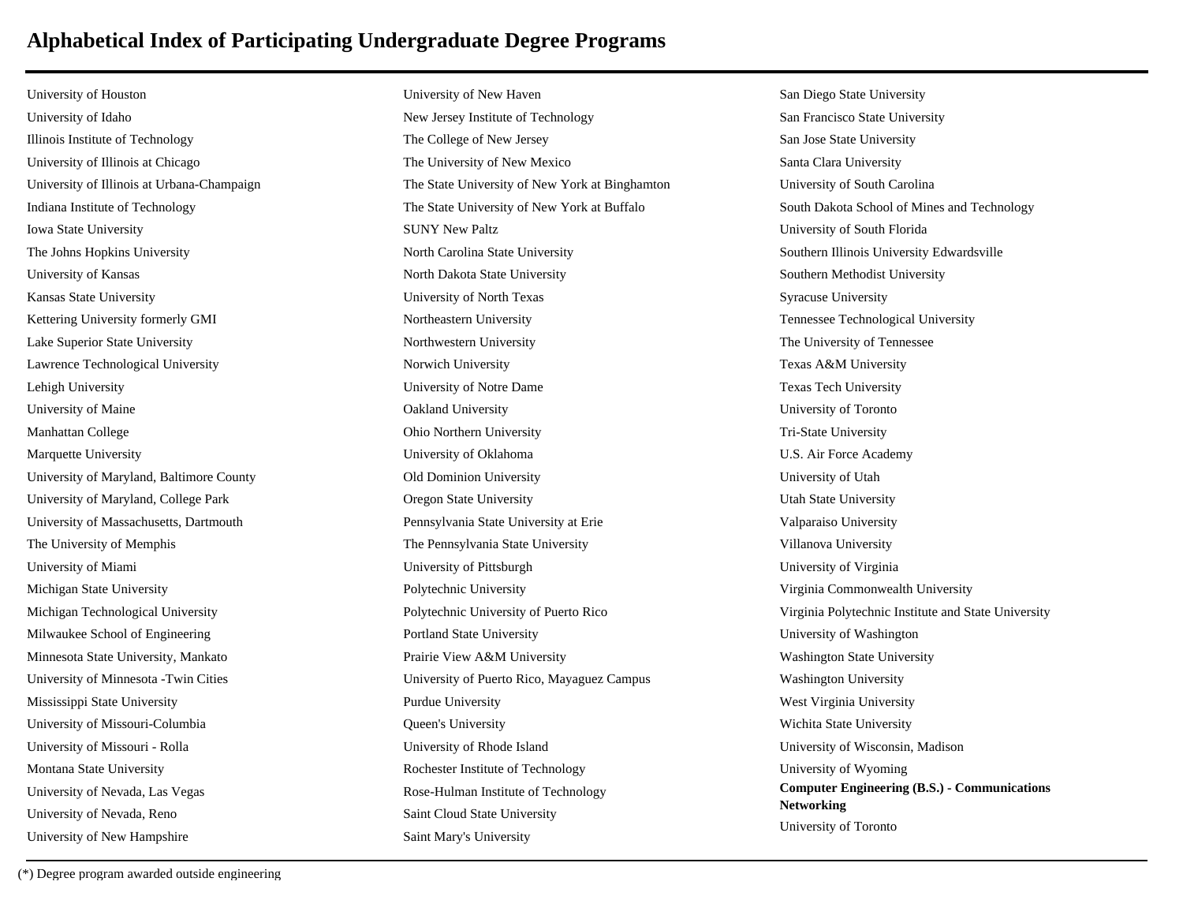# Alphabetical Index of Participating Undergraduate Degree Programs

University of Houston
University of Idaho
Illinois Institute of Technology
University of Illinois at Chicago
University of Illinois at Urbana-Champaign
Indiana Institute of Technology
Iowa State University
The Johns Hopkins University
University of Kansas
Kansas State University
Kettering University formerly GMI
Lake Superior State University
Lawrence Technological University
Lehigh University
University of Maine
Manhattan College
Marquette University
University of Maryland, Baltimore County
University of Maryland, College Park
University of Massachusetts, Dartmouth
The University of Memphis
University of Miami
Michigan State University
Michigan Technological University
Milwaukee School of Engineering
Minnesota State University, Mankato
University of Minnesota -Twin Cities
Mississippi State University
University of Missouri-Columbia
University of Missouri - Rolla
Montana State University
University of Nevada, Las Vegas
University of Nevada, Reno
University of New Hampshire
University of New Haven
New Jersey Institute of Technology
The College of New Jersey
The University of New Mexico
The State University of New York at Binghamton
The State University of New York at Buffalo
SUNY New Paltz
North Carolina State University
North Dakota State University
University of North Texas
Northeastern University
Northwestern University
Norwich University
University of Notre Dame
Oakland University
Ohio Northern University
University of Oklahoma
Old Dominion University
Oregon State University
Pennsylvania State University at Erie
The Pennsylvania State University
University of Pittsburgh
Polytechnic University
Polytechnic University of Puerto Rico
Portland State University
Prairie View A&M University
University of Puerto Rico, Mayaguez Campus
Purdue University
Queen's University
University of Rhode Island
Rochester Institute of Technology
Rose-Hulman Institute of Technology
Saint Cloud State University
Saint Mary's University
San Diego State University
San Francisco State University
San Jose State University
Santa Clara University
University of South Carolina
South Dakota School of Mines and Technology
University of South Florida
Southern Illinois University Edwardsville
Southern Methodist University
Syracuse University
Tennessee Technological University
The University of Tennessee
Texas A&M University
Texas Tech University
University of Toronto
Tri-State University
U.S. Air Force Academy
University of Utah
Utah State University
Valparaiso University
Villanova University
University of Virginia
Virginia Commonwealth University
Virginia Polytechnic Institute and State University
University of Washington
Washington State University
Washington University
West Virginia University
Wichita State University
University of Wisconsin, Madison
University of Wyoming

**Computer Engineering (B.S.) - Communications Networking**

University of Toronto

(*) Degree program awarded outside engineering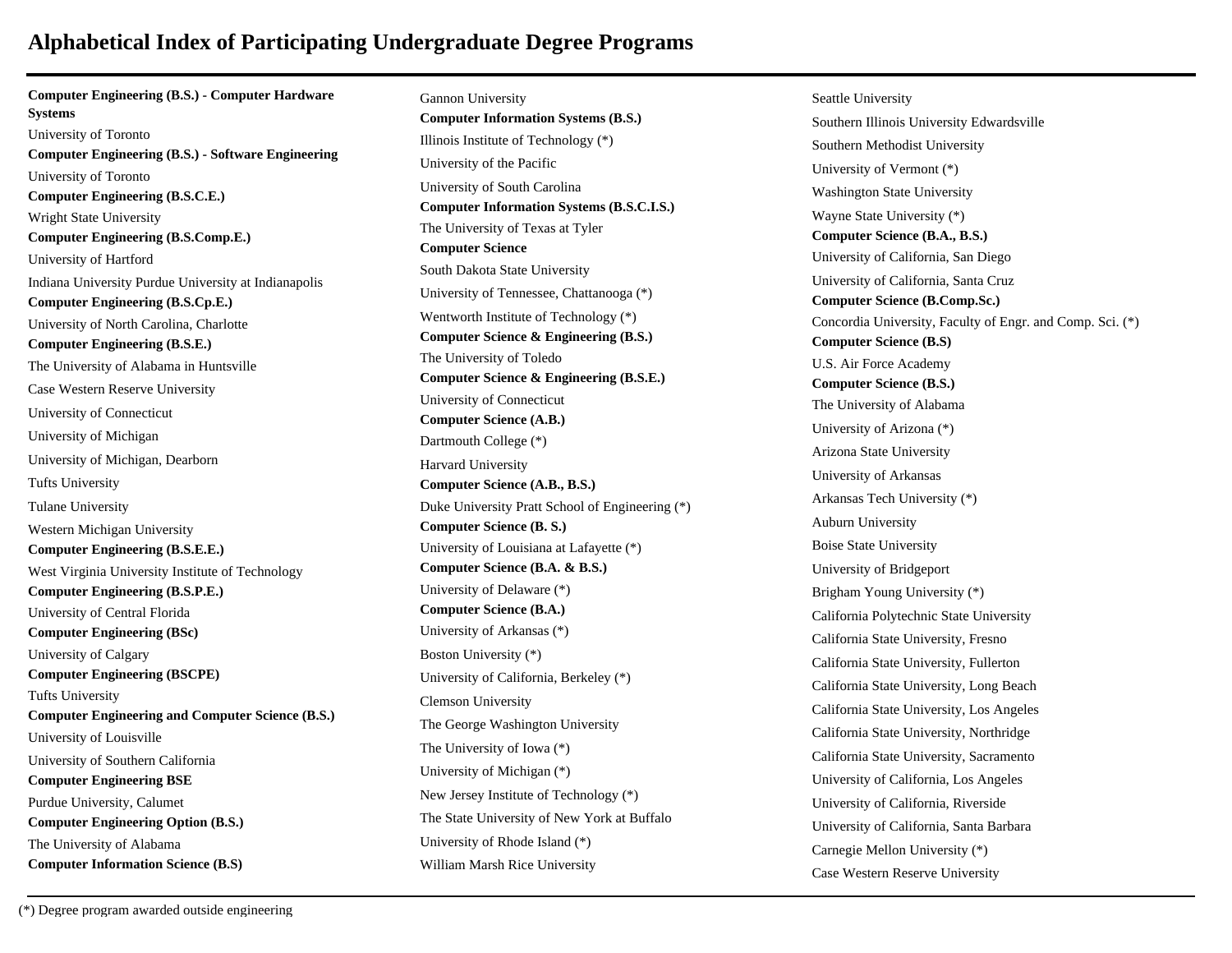# Alphabetical Index of Participating Undergraduate Degree Programs

**Computer Engineering (B.S.) - Computer Hardware Systems**

University of Toronto

**Computer Engineering (B.S.) - Software Engineering**

University of Toronto

**Computer Engineering (B.S.C.E.)**

Wright State University

**Computer Engineering (B.S.Comp.E.)**

University of Hartford

Indiana University Purdue University at Indianapolis

**Computer Engineering (B.S.Cp.E.)**

University of North Carolina, Charlotte

**Computer Engineering (B.S.E.)**

The University of Alabama in Huntsville

Case Western Reserve University

University of Connecticut

University of Michigan

University of Michigan, Dearborn

Tufts University

Tulane University

Western Michigan University

**Computer Engineering (B.S.E.E.)**

West Virginia University Institute of Technology

**Computer Engineering (B.S.P.E.)**

University of Central Florida

**Computer Engineering (BSc)**

University of Calgary

**Computer Engineering (BSCPE)**

Tufts University

**Computer Engineering and Computer Science (B.S.)**

University of Louisville

University of Southern California

**Computer Engineering BSE**

Purdue University, Calumet

**Computer Engineering Option (B.S.)**

The University of Alabama

**Computer Information Science (B.S)**

Gannon University

**Computer Information Systems (B.S.)**

Illinois Institute of Technology (*)

University of the Pacific

University of South Carolina

**Computer Information Systems (B.S.C.I.S.)**

The University of Texas at Tyler

**Computer Science**

South Dakota State University

University of Tennessee, Chattanooga (*)

Wentworth Institute of Technology (*)

**Computer Science & Engineering (B.S.)**

The University of Toledo

**Computer Science & Engineering (B.S.E.)**

University of Connecticut

**Computer Science (A.B.)**

Dartmouth College (*)

Harvard University

**Computer Science (A.B., B.S.)**

Duke University Pratt School of Engineering (*)

**Computer Science (B. S.)**

University of Louisiana at Lafayette (*)

**Computer Science (B.A. & B.S.)**

University of Delaware (*)

**Computer Science (B.A.)**

University of Arkansas (*)

Boston University (*)

University of California, Berkeley (*)

Clemson University

The George Washington University

The University of Iowa (*)

University of Michigan (*)

New Jersey Institute of Technology (*)

The State University of New York at Buffalo

University of Rhode Island (*)

William Marsh Rice University

Seattle University

Southern Illinois University Edwardsville

Southern Methodist University

University of Vermont (*)

Washington State University

Wayne State University (*)

**Computer Science (B.A., B.S.)**

University of California, San Diego

University of California, Santa Cruz

**Computer Science (B.Comp.Sc.)**

Concordia University, Faculty of Engr. and Comp. Sci. (*)

**Computer Science (B.S)**

U.S. Air Force Academy

**Computer Science (B.S.)**

The University of Alabama

University of Arizona (*)

Arizona State University

University of Arkansas

Arkansas Tech University (*)

Auburn University

Boise State University

University of Bridgeport

Brigham Young University (*)

California Polytechnic State University

California State University, Fresno

California State University, Fullerton

California State University, Long Beach

California State University, Los Angeles

California State University, Northridge

California State University, Sacramento

University of California, Los Angeles

University of California, Riverside

University of California, Santa Barbara

Carnegie Mellon University (*)

Case Western Reserve University

(*) Degree program awarded outside engineering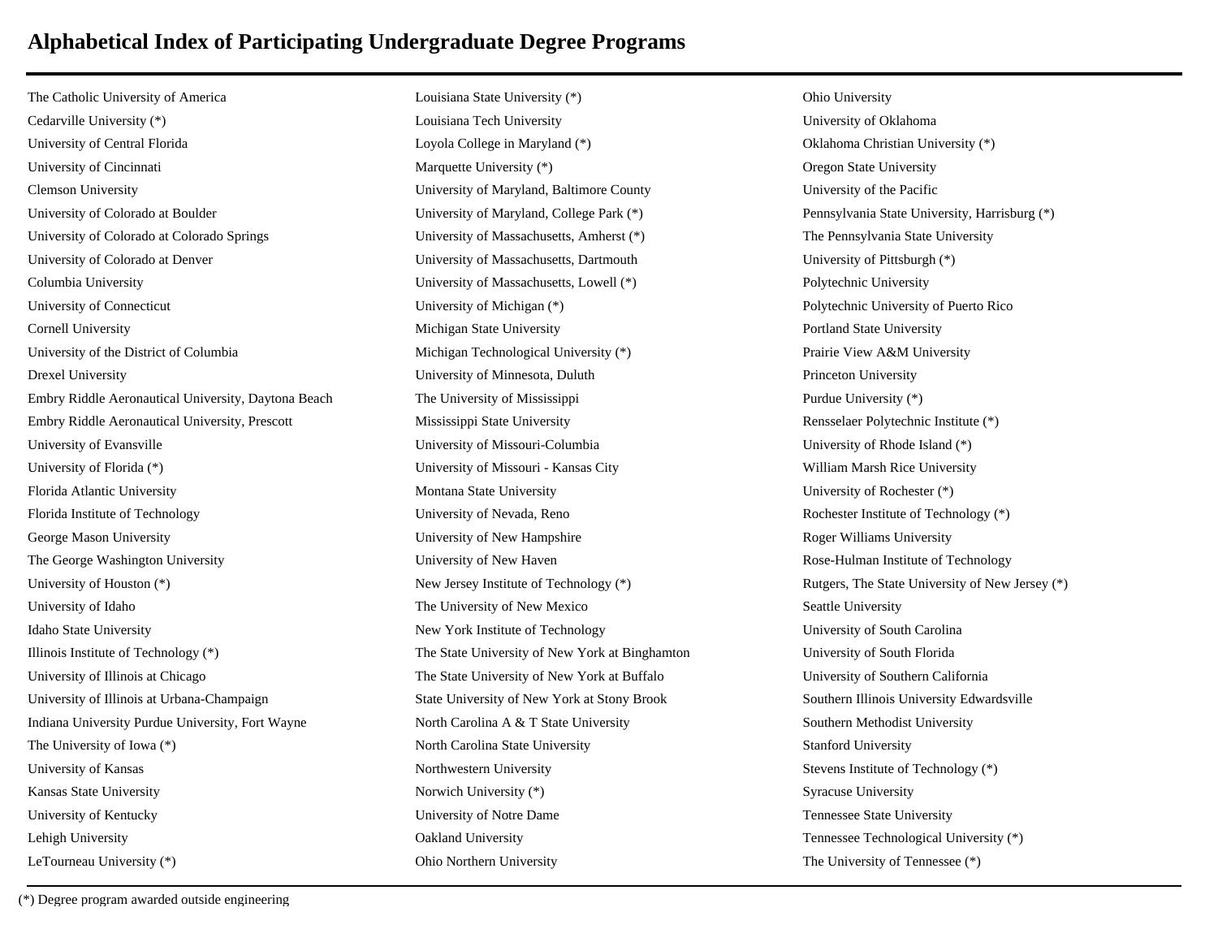# Alphabetical Index of Participating Undergraduate Degree Programs

The Catholic University of America
Cedarville University (*)
University of Central Florida
University of Cincinnati
Clemson University
University of Colorado at Boulder
University of Colorado at Colorado Springs
University of Colorado at Denver
Columbia University
University of Connecticut
Cornell University
University of the District of Columbia
Drexel University
Embry Riddle Aeronautical University, Daytona Beach
Embry Riddle Aeronautical University, Prescott
University of Evansville
University of Florida (*)
Florida Atlantic University
Florida Institute of Technology
George Mason University
The George Washington University
University of Houston (*)
University of Idaho
Idaho State University
Illinois Institute of Technology (*)
University of Illinois at Chicago
University of Illinois at Urbana-Champaign
Indiana University Purdue University, Fort Wayne
The University of Iowa (*)
University of Kansas
Kansas State University
University of Kentucky
Lehigh University
LeTourneau University (*)
Louisiana State University (*)
Louisiana Tech University
Loyola College in Maryland (*)
Marquette University (*)
University of Maryland, Baltimore County
University of Maryland, College Park (*)
University of Massachusetts, Amherst (*)
University of Massachusetts, Dartmouth
University of Massachusetts, Lowell (*)
University of Michigan (*)
Michigan State University
Michigan Technological University (*)
University of Minnesota, Duluth
The University of Mississippi
Mississippi State University
University of Missouri-Columbia
University of Missouri - Kansas City
Montana State University
University of Nevada, Reno
University of New Hampshire
University of New Haven
New Jersey Institute of Technology (*)
The University of New Mexico
New York Institute of Technology
The State University of New York at Binghamton
The State University of New York at Buffalo
State University of New York at Stony Brook
North Carolina A & T State University
North Carolina State University
Northwestern University
Norwich University (*)
University of Notre Dame
Oakland University
Ohio Northern University
Ohio University
University of Oklahoma
Oklahoma Christian University (*)
Oregon State University
University of the Pacific
Pennsylvania State University, Harrisburg (*)
The Pennsylvania State University
University of Pittsburgh (*)
Polytechnic University
Polytechnic University of Puerto Rico
Portland State University
Prairie View A&M University
Princeton University
Purdue University (*)
Rensselaer Polytechnic Institute (*)
University of Rhode Island (*)
William Marsh Rice University
University of Rochester (*)
Rochester Institute of Technology (*)
Roger Williams University
Rose-Hulman Institute of Technology
Rutgers, The State University of New Jersey (*)
Seattle University
University of South Carolina
University of South Florida
University of Southern California
Southern Illinois University Edwardsville
Southern Methodist University
Stanford University
Stevens Institute of Technology (*)
Syracuse University
Tennessee State University
Tennessee Technological University (*)
The University of Tennessee (*)

(*) Degree program awarded outside engineering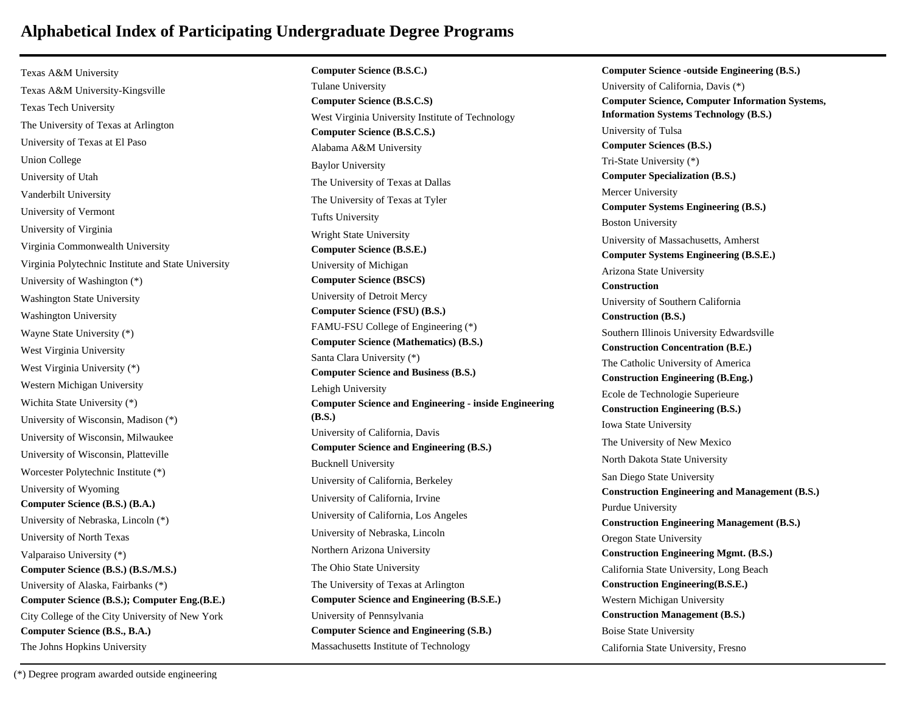# Alphabetical Index of Participating Undergraduate Degree Programs

Texas A&M University

Texas A&M University-Kingsville

Texas Tech University

The University of Texas at Arlington

University of Texas at El Paso

Union College

University of Utah

Vanderbilt University

University of Vermont

University of Virginia

Virginia Commonwealth University

Virginia Polytechnic Institute and State University

University of Washington (*)

Washington State University

Washington University

Wayne State University (*)

West Virginia University

West Virginia University (*)

Western Michigan University

Wichita State University (*)

University of Wisconsin, Madison (*)

University of Wisconsin, Milwaukee

University of Wisconsin, Platteville

Worcester Polytechnic Institute (*)

University of Wyoming

**Computer Science (B.S.) (B.A.)**

University of Nebraska, Lincoln (*)

University of North Texas

Valparaiso University (*)

**Computer Science (B.S.) (B.S./M.S.)**

University of Alaska, Fairbanks (*)

**Computer Science (B.S.); Computer Eng.(B.E.)**

City College of the City University of New York

**Computer Science (B.S., B.A.)**

The Johns Hopkins University

**Computer Science (B.S.C.)**

Tulane University

**Computer Science (B.S.C.S)**

West Virginia University Institute of Technology

**Computer Science (B.S.C.S.)**

Alabama A&M University

Baylor University

The University of Texas at Dallas

The University of Texas at Tyler

Tufts University

Wright State University

**Computer Science (B.S.E.)**

University of Michigan

**Computer Science (BSCS)**

University of Detroit Mercy

**Computer Science (FSU) (B.S.)**

FAMU-FSU College of Engineering (*)

**Computer Science (Mathematics) (B.S.)**

Santa Clara University (*)

**Computer Science and Business (B.S.)**

Lehigh University

**Computer Science and Engineering - inside Engineering (B.S.)**

University of California, Davis

**Computer Science and Engineering (B.S.)**

Bucknell University

University of California, Berkeley

University of California, Irvine

University of California, Los Angeles

University of Nebraska, Lincoln

Northern Arizona University

The Ohio State University

The University of Texas at Arlington

**Computer Science and Engineering (B.S.E.)**

University of Pennsylvania

**Computer Science and Engineering (S.B.)**

Massachusetts Institute of Technology

**Computer Science -outside Engineering (B.S.)**

University of California, Davis (*)

**Computer Science, Computer Information Systems, Information Systems Technology (B.S.)**

University of Tulsa

**Computer Sciences (B.S.)**

Tri-State University (*)

**Computer Specialization (B.S.)**

Mercer University

**Computer Systems Engineering (B.S.)**

Boston University

University of Massachusetts, Amherst

**Computer Systems Engineering (B.S.E.)**

Arizona State University

**Construction**

University of Southern California

**Construction (B.S.)**

Southern Illinois University Edwardsville

**Construction Concentration (B.E.)**

The Catholic University of America

**Construction Engineering (B.Eng.)**

Ecole de Technologie Superieure

**Construction Engineering (B.S.)**

Iowa State University

The University of New Mexico

North Dakota State University

San Diego State University

**Construction Engineering and Management (B.S.)**

Purdue University

**Construction Engineering Management (B.S.)**

Oregon State University

**Construction Engineering Mgmt. (B.S.)**

California State University, Long Beach

**Construction Engineering(B.S.E.)**

Western Michigan University

**Construction Management (B.S.)**

Boise State University

California State University, Fresno

(*) Degree program awarded outside engineering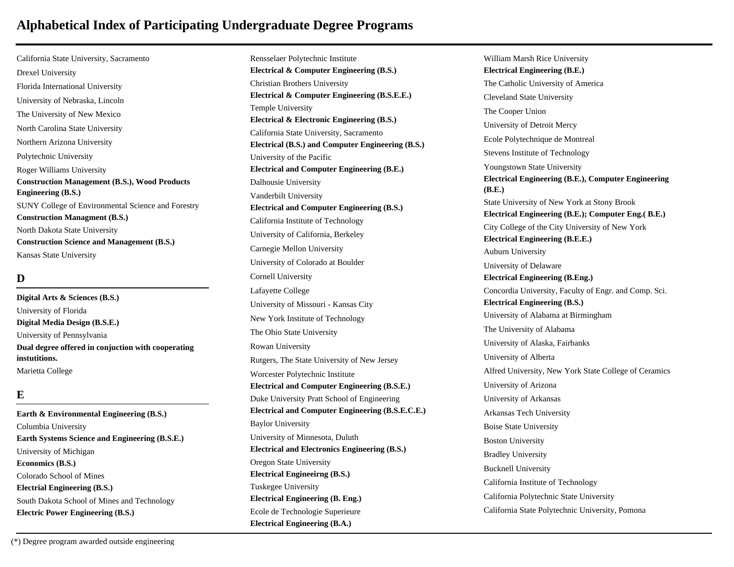# Alphabetical Index of Participating Undergraduate Degree Programs

California State University, Sacramento

Drexel University

Florida International University

University of Nebraska, Lincoln

The University of New Mexico

North Carolina State University

Northern Arizona University

Polytechnic University

Roger Williams University

**Construction Management (B.S.), Wood Products Engineering (B.S.)**

SUNY College of Environmental Science and Forestry

**Construction Managment (B.S.)**

North Dakota State University

**Construction Science and Management (B.S.)**

Kansas State University

## D

**Digital Arts & Sciences (B.S.)**

University of Florida

**Digital Media Design (B.S.E.)**

University of Pennsylvania

**Dual degree offered in conjuction with cooperating instutitions.**

Marietta College

## E

**Earth & Environmental Engineering (B.S.)**

Columbia University

**Earth Systems Science and Engineering (B.S.E.)**

University of Michigan

**Economics (B.S.)**

Colorado School of Mines

**Electrial Engineering (B.S.)**

South Dakota School of Mines and Technology

**Electric Power Engineering (B.S.)**

Rensselaer Polytechnic Institute

**Electrical & Computer Engineering (B.S.)**

Christian Brothers University

**Electrical & Computer Engineering (B.S.E.E.)**

Temple University

**Electrical & Electronic Engineering (B.S.)**

California State University, Sacramento

**Electrical (B.S.) and Computer Engineering (B.S.)**

University of the Pacific

**Electrical and Computer Engineering (B.E.)**

Dalhousie University

Vanderbilt University

**Electrical and Computer Engineering (B.S.)**

California Institute of Technology

University of California, Berkeley

Carnegie Mellon University

University of Colorado at Boulder

Cornell University

Lafayette College

University of Missouri - Kansas City

New York Institute of Technology

The Ohio State University

Rowan University

Rutgers, The State University of New Jersey

Worcester Polytechnic Institute

**Electrical and Computer Engineering (B.S.E.)**

Duke University Pratt School of Engineering

**Electrical and Computer Engineering (B.S.E.C.E.)**

Baylor University

University of Minnesota, Duluth

**Electrical and Electronics Engineering (B.S.)**

Oregon State University

**Electrical Engineeirng (B.S.)**

Tuskegee University

**Electrical Engineering (B. Eng.)**

Ecole de Technologie Superieure

**Electrical Engineering (B.A.)**

William Marsh Rice University

**Electrical Engineering (B.E.)**

The Catholic University of America

Cleveland State University

The Cooper Union

University of Detroit Mercy

Ecole Polytechnique de Montreal

Stevens Institute of Technology

Youngstown State University

**Electrical Engineering (B.E.), Computer Engineering (B.E.)**

State University of New York at Stony Brook

**Electrical Engineering (B.E.); Computer Eng.( B.E.)**

City College of the City University of New York

**Electrical Engineering (B.E.E.)**

Auburn University

University of Delaware

**Electrical Engineering (B.Eng.)**

Concordia University, Faculty of Engr. and Comp. Sci.

**Electrical Engineering (B.S.)**

University of Alabama at Birmingham

The University of Alabama

University of Alaska, Fairbanks

University of Alberta

Alfred University, New York State College of Ceramics

University of Arizona

University of Arkansas

Arkansas Tech University

Boise State University

Boston University

Bradley University

Bucknell University

California Institute of Technology

California Polytechnic State University

California State Polytechnic University, Pomona

(*) Degree program awarded outside engineering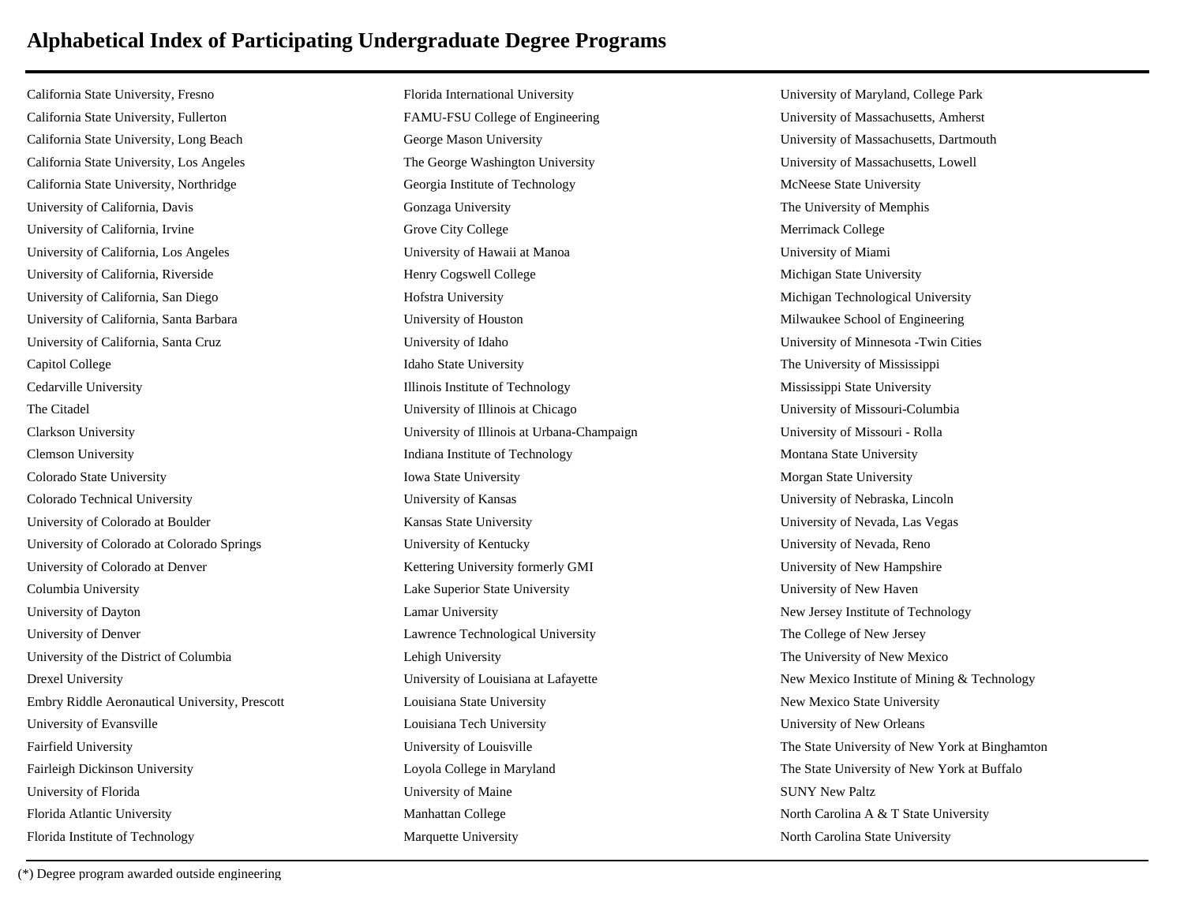# Alphabetical Index of Participating Undergraduate Degree Programs

California State University, Fresno
California State University, Fullerton
California State University, Long Beach
California State University, Los Angeles
California State University, Northridge
University of California, Davis
University of California, Irvine
University of California, Los Angeles
University of California, Riverside
University of California, San Diego
University of California, Santa Barbara
University of California, Santa Cruz
Capitol College
Cedarville University
The Citadel
Clarkson University
Clemson University
Colorado State University
Colorado Technical University
University of Colorado at Boulder
University of Colorado at Colorado Springs
University of Colorado at Denver
Columbia University
University of Dayton
University of Denver
University of the District of Columbia
Drexel University
Embry Riddle Aeronautical University, Prescott
University of Evansville
Fairfield University
Fairleigh Dickinson University
University of Florida
Florida Atlantic University
Florida Institute of Technology
Florida International University
FAMU-FSU College of Engineering
George Mason University
The George Washington University
Georgia Institute of Technology
Gonzaga University
Grove City College
University of Hawaii at Manoa
Henry Cogswell College
Hofstra University
University of Houston
University of Idaho
Idaho State University
Illinois Institute of Technology
University of Illinois at Chicago
University of Illinois at Urbana-Champaign
Indiana Institute of Technology
Iowa State University
University of Kansas
Kansas State University
University of Kentucky
Kettering University formerly GMI
Lake Superior State University
Lamar University
Lawrence Technological University
Lehigh University
University of Louisiana at Lafayette
Louisiana State University
Louisiana Tech University
University of Louisville
Loyola College in Maryland
University of Maine
Manhattan College
Marquette University
University of Maryland, College Park
University of Massachusetts, Amherst
University of Massachusetts, Dartmouth
University of Massachusetts, Lowell
McNeese State University
The University of Memphis
Merrimack College
University of Miami
Michigan State University
Michigan Technological University
Milwaukee School of Engineering
University of Minnesota -Twin Cities
The University of Mississippi
Mississippi State University
University of Missouri-Columbia
University of Missouri - Rolla
Montana State University
Morgan State University
University of Nebraska, Lincoln
University of Nevada, Las Vegas
University of Nevada, Reno
University of New Hampshire
University of New Haven
New Jersey Institute of Technology
The College of New Jersey
The University of New Mexico
New Mexico Institute of Mining & Technology
New Mexico State University
University of New Orleans
The State University of New York at Binghamton
The State University of New York at Buffalo
SUNY New Paltz
North Carolina A & T State University
North Carolina State University

(*) Degree program awarded outside engineering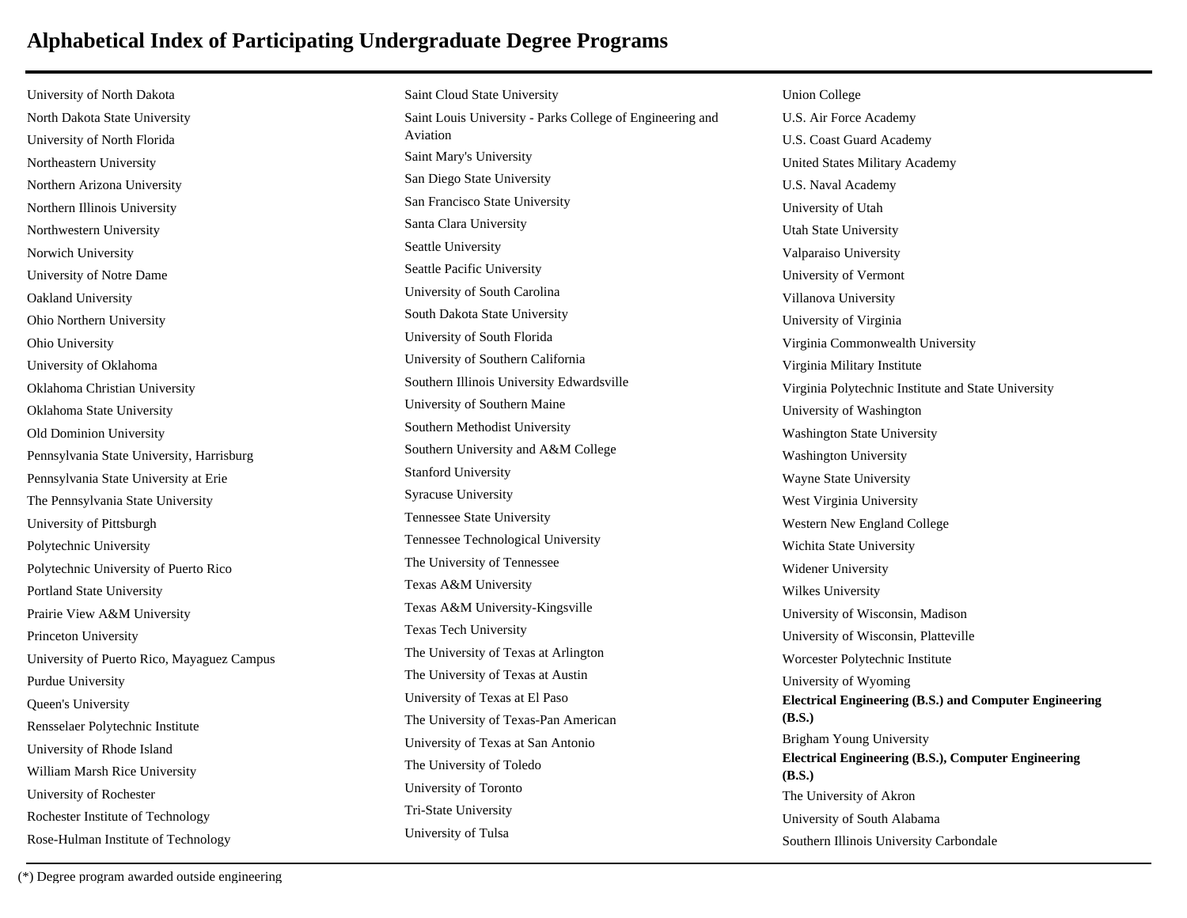# Alphabetical Index of Participating Undergraduate Degree Programs

University of North Dakota
North Dakota State University
University of North Florida
Northeastern University
Northern Arizona University
Northern Illinois University
Northwestern University
Norwich University
University of Notre Dame
Oakland University
Ohio Northern University
Ohio University
University of Oklahoma
Oklahoma Christian University
Oklahoma State University
Old Dominion University
Pennsylvania State University, Harrisburg
Pennsylvania State University at Erie
The Pennsylvania State University
University of Pittsburgh
Polytechnic University
Polytechnic University of Puerto Rico
Portland State University
Prairie View A&M University
Princeton University
University of Puerto Rico, Mayaguez Campus
Purdue University
Queen's University
Rensselaer Polytechnic Institute
University of Rhode Island
William Marsh Rice University
University of Rochester
Rochester Institute of Technology
Rose-Hulman Institute of Technology

Saint Cloud State University
Saint Louis University - Parks College of Engineering and Aviation
Saint Mary's University
San Diego State University
San Francisco State University
Santa Clara University
Seattle University
Seattle Pacific University
University of South Carolina
South Dakota State University
University of South Florida
University of Southern California
Southern Illinois University Edwardsville
University of Southern Maine
Southern Methodist University
Southern University and A&M College
Stanford University
Syracuse University
Tennessee State University
Tennessee Technological University
The University of Tennessee
Texas A&M University
Texas A&M University-Kingsville
Texas Tech University
The University of Texas at Arlington
The University of Texas at Austin
University of Texas at El Paso
The University of Texas-Pan American
University of Texas at San Antonio
The University of Toledo
University of Toronto
Tri-State University
University of Tulsa

Union College
U.S. Air Force Academy
U.S. Coast Guard Academy
United States Military Academy
U.S. Naval Academy
University of Utah
Utah State University
Valparaiso University
University of Vermont
Villanova University
University of Virginia
Virginia Commonwealth University
Virginia Military Institute
Virginia Polytechnic Institute and State University
University of Washington
Washington State University
Washington University
Wayne State University
West Virginia University
Western New England College
Wichita State University
Widener University
Wilkes University
University of Wisconsin, Madison
University of Wisconsin, Platteville
Worcester Polytechnic Institute
University of Wyoming

**Electrical Engineering (B.S.) and Computer Engineering (B.S.)**

Brigham Young University

**Electrical Engineering (B.S.), Computer Engineering (B.S.)**

The University of Akron
University of South Alabama
Southern Illinois University Carbondale

(*) Degree program awarded outside engineering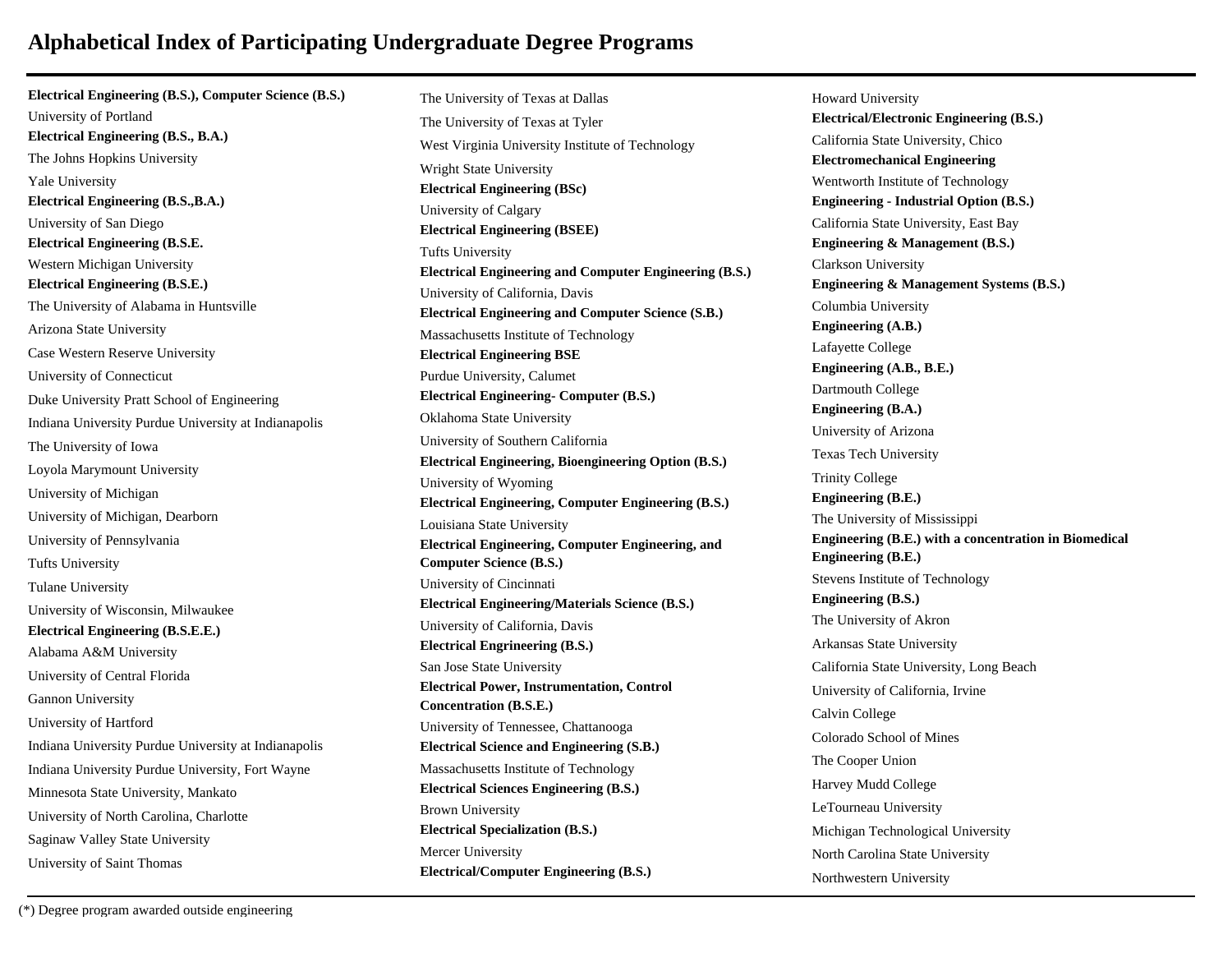# Alphabetical Index of Participating Undergraduate Degree Programs

**Electrical Engineering (B.S.), Computer Science (B.S.)**

University of Portland

**Electrical Engineering (B.S., B.A.)**

The Johns Hopkins University

Yale University

**Electrical Engineering (B.S.,B.A.)**

University of San Diego

**Electrical Engineering (B.S.E.**

Western Michigan University

**Electrical Engineering (B.S.E.)**

The University of Alabama in Huntsville

Arizona State University

Case Western Reserve University

University of Connecticut

Duke University Pratt School of Engineering

Indiana University Purdue University at Indianapolis

The University of Iowa

Loyola Marymount University

University of Michigan

University of Michigan, Dearborn

University of Pennsylvania

Tufts University

Tulane University

University of Wisconsin, Milwaukee

**Electrical Engineering (B.S.E.E.)**

Alabama A&M University

University of Central Florida

Gannon University

University of Hartford

Indiana University Purdue University at Indianapolis

Indiana University Purdue University, Fort Wayne

Minnesota State University, Mankato

University of North Carolina, Charlotte

Saginaw Valley State University

University of Saint Thomas

The University of Texas at Dallas

The University of Texas at Tyler

West Virginia University Institute of Technology

Wright State University

**Electrical Engineering (BSc)**

University of Calgary

**Electrical Engineering (BSEE)**

Tufts University

**Electrical Engineering and Computer Engineering (B.S.)**

University of California, Davis

**Electrical Engineering and Computer Science (S.B.)**

Massachusetts Institute of Technology

**Electrical Engineering BSE**

Purdue University, Calumet

**Electrical Engineering- Computer (B.S.)**

Oklahoma State University

University of Southern California

**Electrical Engineering, Bioengineering Option (B.S.)**

University of Wyoming

**Electrical Engineering, Computer Engineering (B.S.)**

Louisiana State University

**Electrical Engineering, Computer Engineering, and Computer Science (B.S.)**

University of Cincinnati

**Electrical Engineering/Materials Science (B.S.)**

University of California, Davis

**Electrical Engrineering (B.S.)**

San Jose State University

**Electrical Power, Instrumentation, Control Concentration (B.S.E.)**

University of Tennessee, Chattanooga

**Electrical Science and Engineering (S.B.)**

Massachusetts Institute of Technology

**Electrical Sciences Engineering (B.S.)**

Brown University

**Electrical Specialization (B.S.)**

Mercer University

**Electrical/Computer Engineering (B.S.)**

Howard University

**Electrical/Electronic Engineering (B.S.)**

California State University, Chico

**Electromechanical Engineering**

Wentworth Institute of Technology

**Engineering - Industrial Option (B.S.)**

California State University, East Bay

**Engineering & Management (B.S.)**

Clarkson University

**Engineering & Management Systems (B.S.)**

Columbia University

**Engineering (A.B.)**

Lafayette College

**Engineering (A.B., B.E.)**

Dartmouth College

**Engineering (B.A.)**

University of Arizona

Texas Tech University

Trinity College

**Engineering (B.E.)**

The University of Mississippi

**Engineering (B.E.) with a concentration in Biomedical Engineering (B.E.)**

Stevens Institute of Technology

**Engineering (B.S.)**

The University of Akron

Arkansas State University

California State University, Long Beach

University of California, Irvine

Calvin College

Colorado School of Mines

The Cooper Union

Harvey Mudd College

LeTourneau University

Michigan Technological University

North Carolina State University

Northwestern University

(*) Degree program awarded outside engineering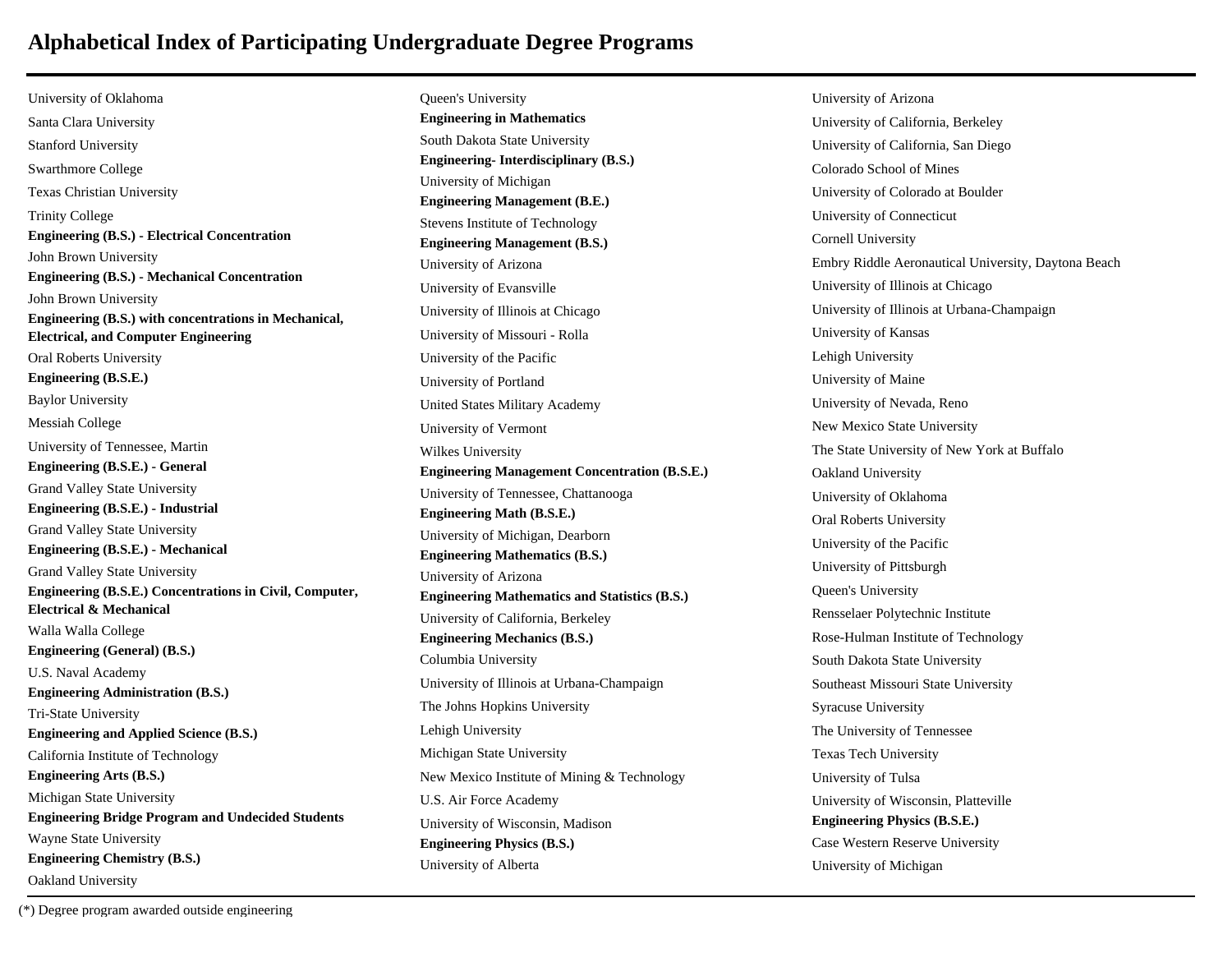# Alphabetical Index of Participating Undergraduate Degree Programs

University of Oklahoma
Santa Clara University
Stanford University
Swarthmore College
Texas Christian University
Trinity College

**Engineering (B.S.) - Electrical Concentration**
John Brown University

**Engineering (B.S.) - Mechanical Concentration**
John Brown University

**Engineering (B.S.) with concentrations in Mechanical, Electrical, and Computer Engineering**
Oral Roberts University

**Engineering (B.S.E.)**
Baylor University
Messiah College
University of Tennessee, Martin

**Engineering (B.S.E.) - General**
Grand Valley State University

**Engineering (B.S.E.) - Industrial**
Grand Valley State University

**Engineering (B.S.E.) - Mechanical**
Grand Valley State University

**Engineering (B.S.E.) Concentrations in Civil, Computer, Electrical & Mechanical**
Walla Walla College

**Engineering (General) (B.S.)**
U.S. Naval Academy

**Engineering Administration (B.S.)**
Tri-State University

**Engineering and Applied Science (B.S.)**
California Institute of Technology

**Engineering Arts (B.S.)**
Michigan State University

**Engineering Bridge Program and Undecided Students**
Wayne State University

**Engineering Chemistry (B.S.)**
Oakland University
Queen's University

**Engineering in Mathematics**
South Dakota State University

**Engineering- Interdisciplinary (B.S.)**
University of Michigan

**Engineering Management (B.E.)**
Stevens Institute of Technology

**Engineering Management (B.S.)**
University of Arizona
University of Evansville
University of Illinois at Chicago
University of Missouri - Rolla
University of the Pacific
University of Portland
United States Military Academy
University of Vermont
Wilkes University

**Engineering Management Concentration (B.S.E.)**
University of Tennessee, Chattanooga

**Engineering Math (B.S.E.)**
University of Michigan, Dearborn

**Engineering Mathematics (B.S.)**
University of Arizona

**Engineering Mathematics and Statistics (B.S.)**
University of California, Berkeley

**Engineering Mechanics (B.S.)**
Columbia University
University of Illinois at Urbana-Champaign
The Johns Hopkins University
Lehigh University
Michigan State University
New Mexico Institute of Mining & Technology
U.S. Air Force Academy
University of Wisconsin, Madison

**Engineering Physics (B.S.)**
University of Alberta
University of Arizona
University of California, Berkeley
University of California, San Diego
Colorado School of Mines
University of Colorado at Boulder
University of Connecticut
Cornell University
Embry Riddle Aeronautical University, Daytona Beach
University of Illinois at Chicago
University of Illinois at Urbana-Champaign
University of Kansas
Lehigh University
University of Maine
University of Nevada, Reno
New Mexico State University
The State University of New York at Buffalo
Oakland University
University of Oklahoma
Oral Roberts University
University of the Pacific
University of Pittsburgh
Queen's University
Rensselaer Polytechnic Institute
Rose-Hulman Institute of Technology
South Dakota State University
Southeast Missouri State University
Syracuse University
The University of Tennessee
Texas Tech University
University of Tulsa
University of Wisconsin, Platteville

**Engineering Physics (B.S.E.)**
Case Western Reserve University
University of Michigan

(*) Degree program awarded outside engineering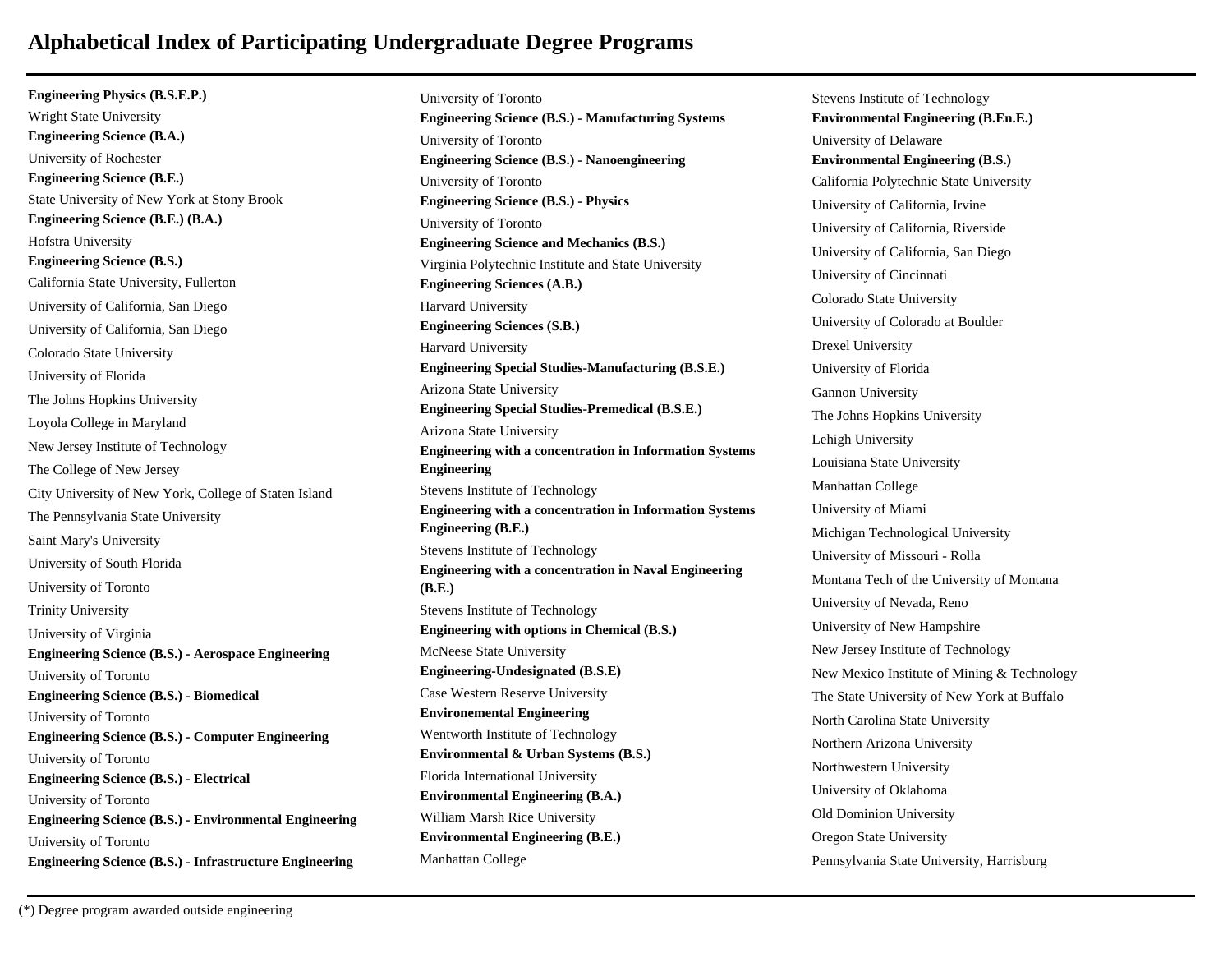# Alphabetical Index of Participating Undergraduate Degree Programs

**Engineering Physics (B.S.E.P.)**

Wright State University

**Engineering Science (B.A.)**

University of Rochester

**Engineering Science (B.E.)**

State University of New York at Stony Brook

**Engineering Science (B.E.) (B.A.)**

Hofstra University

**Engineering Science (B.S.)**

California State University, Fullerton

University of California, San Diego

University of California, San Diego

Colorado State University

University of Florida

The Johns Hopkins University

Loyola College in Maryland

New Jersey Institute of Technology

The College of New Jersey

City University of New York, College of Staten Island

The Pennsylvania State University

Saint Mary's University

University of South Florida

University of Toronto

Trinity University

University of Virginia

**Engineering Science (B.S.) - Aerospace Engineering**

University of Toronto

**Engineering Science (B.S.) - Biomedical**

University of Toronto

**Engineering Science (B.S.) - Computer Engineering**

University of Toronto

**Engineering Science (B.S.) - Electrical**

University of Toronto

**Engineering Science (B.S.) - Environmental Engineering**

University of Toronto

**Engineering Science (B.S.) - Infrastructure Engineering**

University of Toronto

**Engineering Science (B.S.) - Manufacturing Systems**

University of Toronto

**Engineering Science (B.S.) - Nanoengineering**

University of Toronto

**Engineering Science (B.S.) - Physics**

University of Toronto

**Engineering Science and Mechanics (B.S.)**

Virginia Polytechnic Institute and State University

**Engineering Sciences (A.B.)**

Harvard University

**Engineering Sciences (S.B.)**

Harvard University

**Engineering Special Studies-Manufacturing (B.S.E.)**

Arizona State University

**Engineering Special Studies-Premedical (B.S.E.)**

Arizona State University

**Engineering with a concentration in Information Systems Engineering**

Stevens Institute of Technology

**Engineering with a concentration in Information Systems Engineering (B.E.)**

Stevens Institute of Technology

**Engineering with a concentration in Naval Engineering (B.E.)**

Stevens Institute of Technology

**Engineering with options in Chemical (B.S.)**

McNeese State University

**Engineering-Undesignated (B.S.E)**

Case Western Reserve University

**Environemental Engineering**

Wentworth Institute of Technology

**Environmental & Urban Systems (B.S.)**

Florida International University

**Environmental Engineering (B.A.)**

William Marsh Rice University

**Environmental Engineering (B.E.)**

Manhattan College

Stevens Institute of Technology

**Environmental Engineering (B.En.E.)**

University of Delaware

**Environmental Engineering (B.S.)**

California Polytechnic State University

University of California, Irvine

University of California, Riverside

University of California, San Diego

University of Cincinnati

Colorado State University

University of Colorado at Boulder

Drexel University

University of Florida

Gannon University

The Johns Hopkins University

Lehigh University

Louisiana State University

Manhattan College

University of Miami

Michigan Technological University

University of Missouri - Rolla

Montana Tech of the University of Montana

University of Nevada, Reno

University of New Hampshire

New Jersey Institute of Technology

New Mexico Institute of Mining & Technology

The State University of New York at Buffalo

North Carolina State University

Northern Arizona University

Northwestern University

University of Oklahoma

Old Dominion University

Oregon State University

Pennsylvania State University, Harrisburg

(*) Degree program awarded outside engineering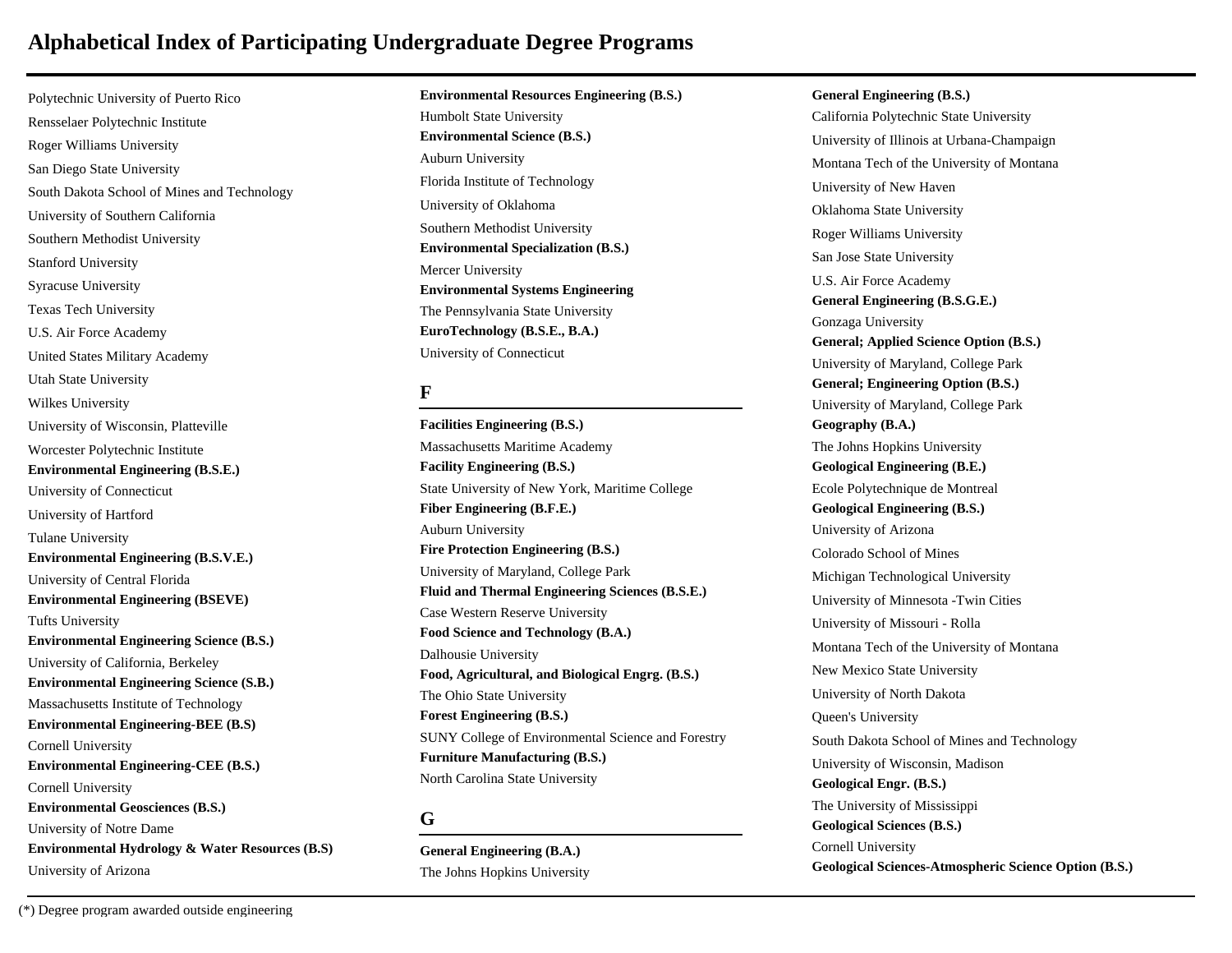# Alphabetical Index of Participating Undergraduate Degree Programs

Polytechnic University of Puerto Rico
Rensselaer Polytechnic Institute
Roger Williams University
San Diego State University
South Dakota School of Mines and Technology
University of Southern California
Southern Methodist University
Stanford University
Syracuse University
Texas Tech University
U.S. Air Force Academy
United States Military Academy
Utah State University
Wilkes University
University of Wisconsin, Platteville
Worcester Polytechnic Institute

**Environmental Engineering (B.S.E.)**
University of Connecticut
University of Hartford
Tulane University

**Environmental Engineering (B.S.V.E.)**
University of Central Florida

**Environmental Engineering (BSEVE)**
Tufts University

**Environmental Engineering Science (B.S.)**
University of California, Berkeley

**Environmental Engineering Science (S.B.)**
Massachusetts Institute of Technology

**Environmental Engineering-BEE (B.S)**
Cornell University

**Environmental Engineering-CEE (B.S.)**
Cornell University

**Environmental Geosciences (B.S.)**
University of Notre Dame

**Environmental Hydrology & Water Resources (B.S)**
University of Arizona

**Environmental Resources Engineering (B.S.)**
Humbolt State University

**Environmental Science (B.S.)**
Auburn University
Florida Institute of Technology
University of Oklahoma
Southern Methodist University

**Environmental Specialization (B.S.)**
Mercer University

**Environmental Systems Engineering**
The Pennsylvania State University

**EuroTechnology (B.S.E., B.A.)**
University of Connecticut

## F

**Facilities Engineering (B.S.)**
Massachusetts Maritime Academy

**Facility Engineering (B.S.)**
State University of New York, Maritime College

**Fiber Engineering (B.F.E.)**
Auburn University

**Fire Protection Engineering (B.S.)**
University of Maryland, College Park

**Fluid and Thermal Engineering Sciences (B.S.E.)**
Case Western Reserve University

**Food Science and Technology (B.A.)**
Dalhousie University

**Food, Agricultural, and Biological Engrg. (B.S.)**
The Ohio State University

**Forest Engineering (B.S.)**
SUNY College of Environmental Science and Forestry

**Furniture Manufacturing (B.S.)**
North Carolina State University

## G

**General Engineering (B.A.)**
The Johns Hopkins University

**General Engineering (B.S.)**
California Polytechnic State University
University of Illinois at Urbana-Champaign
Montana Tech of the University of Montana
University of New Haven
Oklahoma State University
Roger Williams University
San Jose State University
U.S. Air Force Academy

**General Engineering (B.S.G.E.)**
Gonzaga University

**General; Applied Science Option (B.S.)**
University of Maryland, College Park

**General; Engineering Option (B.S.)**
University of Maryland, College Park

**Geography (B.A.)**
The Johns Hopkins University

**Geological Engineering (B.E.)**
Ecole Polytechnique de Montreal

**Geological Engineering (B.S.)**
University of Arizona
Colorado School of Mines
Michigan Technological University
University of Minnesota -Twin Cities
University of Missouri - Rolla
Montana Tech of the University of Montana
New Mexico State University
University of North Dakota
Queen's University
South Dakota School of Mines and Technology
University of Wisconsin, Madison

**Geological Engr. (B.S.)**
The University of Mississippi

**Geological Sciences (B.S.)**
Cornell University

**Geological Sciences-Atmospheric Science Option (B.S.)**

(*) Degree program awarded outside engineering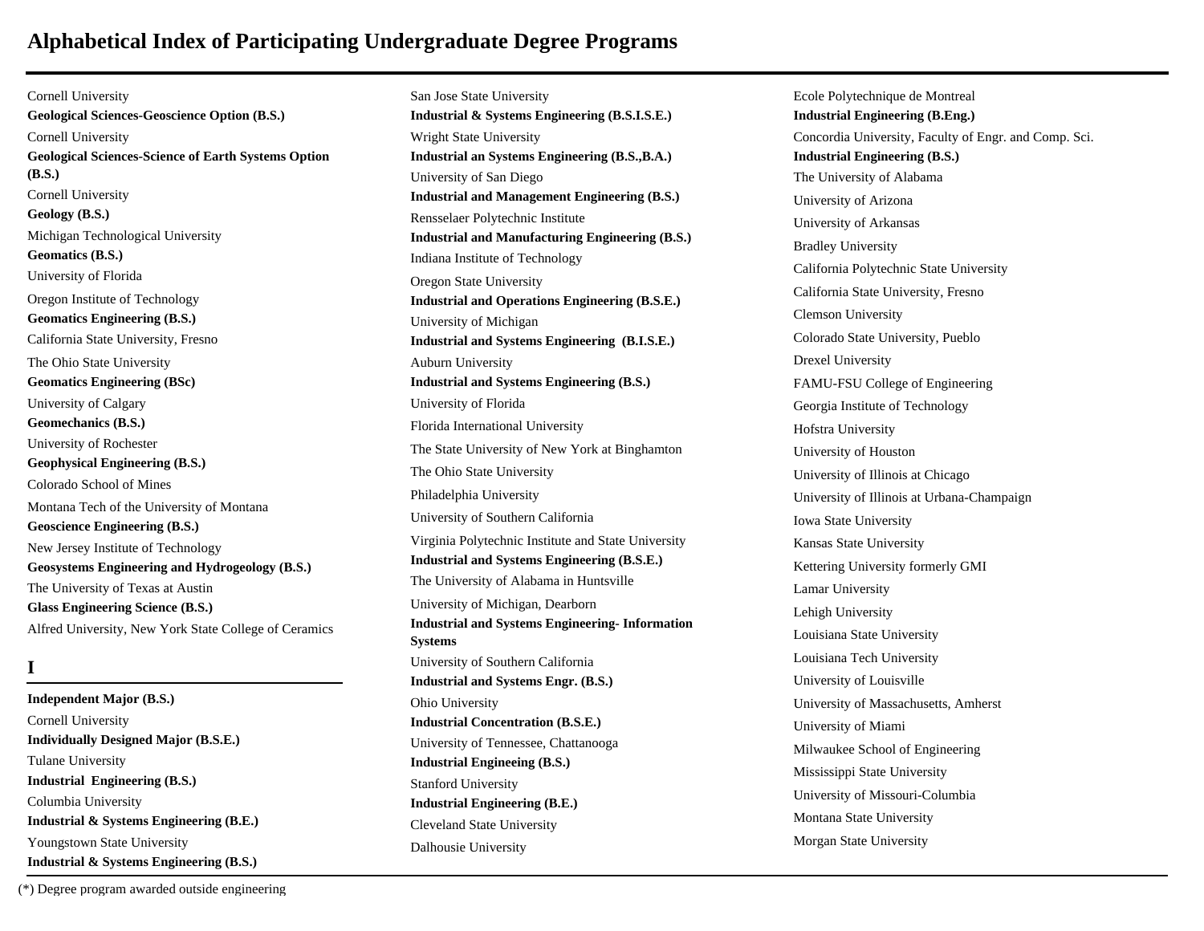# Alphabetical Index of Participating Undergraduate Degree Programs

Cornell University

**Geological Sciences-Geoscience Option (B.S.)**

Cornell University

**Geological Sciences-Science of Earth Systems Option (B.S.)**

Cornell University

**Geology (B.S.)**

Michigan Technological University

**Geomatics (B.S.)**

University of Florida

Oregon Institute of Technology

**Geomatics Engineering (B.S.)**

California State University, Fresno

The Ohio State University

**Geomatics Engineering (BSc)**

University of Calgary

**Geomechanics (B.S.)**

University of Rochester

**Geophysical Engineering (B.S.)**

Colorado School of Mines

Montana Tech of the University of Montana

**Geoscience Engineering (B.S.)**

New Jersey Institute of Technology

**Geosystems Engineering and Hydrogeology (B.S.)**

The University of Texas at Austin

**Glass Engineering Science (B.S.)**

Alfred University, New York State College of Ceramics

## I

**Independent Major (B.S.)**

Cornell University

**Individually Designed Major (B.S.E.)**

Tulane University

**Industrial Engineering (B.S.)**

Columbia University

**Industrial & Systems Engineering (B.E.)**

Youngstown State University

**Industrial & Systems Engineering (B.S.)**

San Jose State University

**Industrial & Systems Engineering (B.S.I.S.E.)**

Wright State University

**Industrial an Systems Engineering (B.S.,B.A.)**

University of San Diego

**Industrial and Management Engineering (B.S.)**

Rensselaer Polytechnic Institute

**Industrial and Manufacturing Engineering (B.S.)**

Indiana Institute of Technology

Oregon State University

**Industrial and Operations Engineering (B.S.E.)**

University of Michigan

**Industrial and Systems Engineering (B.I.S.E.)**

Auburn University

**Industrial and Systems Engineering (B.S.)**

University of Florida

Florida International University

The State University of New York at Binghamton

The Ohio State University

Philadelphia University

University of Southern California

Virginia Polytechnic Institute and State University

**Industrial and Systems Engineering (B.S.E.)**

The University of Alabama in Huntsville

University of Michigan, Dearborn

**Industrial and Systems Engineering- Information Systems**

University of Southern California

**Industrial and Systems Engr. (B.S.)**

Ohio University

**Industrial Concentration (B.S.E.)**

University of Tennessee, Chattanooga

**Industrial Engineeing (B.S.)**

Stanford University

**Industrial Engineering (B.E.)**

Cleveland State University

Dalhousie University

Ecole Polytechnique de Montreal

**Industrial Engineering (B.Eng.)**

Concordia University, Faculty of Engr. and Comp. Sci.

**Industrial Engineering (B.S.)**

The University of Alabama

University of Arizona

University of Arkansas

Bradley University

California Polytechnic State University

California State University, Fresno

Clemson University

Colorado State University, Pueblo

Drexel University

FAMU-FSU College of Engineering

Georgia Institute of Technology

Hofstra University

University of Houston

University of Illinois at Chicago

University of Illinois at Urbana-Champaign

Iowa State University

Kansas State University

Kettering University formerly GMI

Lamar University

Lehigh University

Louisiana State University

Louisiana Tech University

University of Louisville

University of Massachusetts, Amherst

University of Miami

Milwaukee School of Engineering

Mississippi State University

University of Missouri-Columbia

Montana State University

Morgan State University

(*) Degree program awarded outside engineering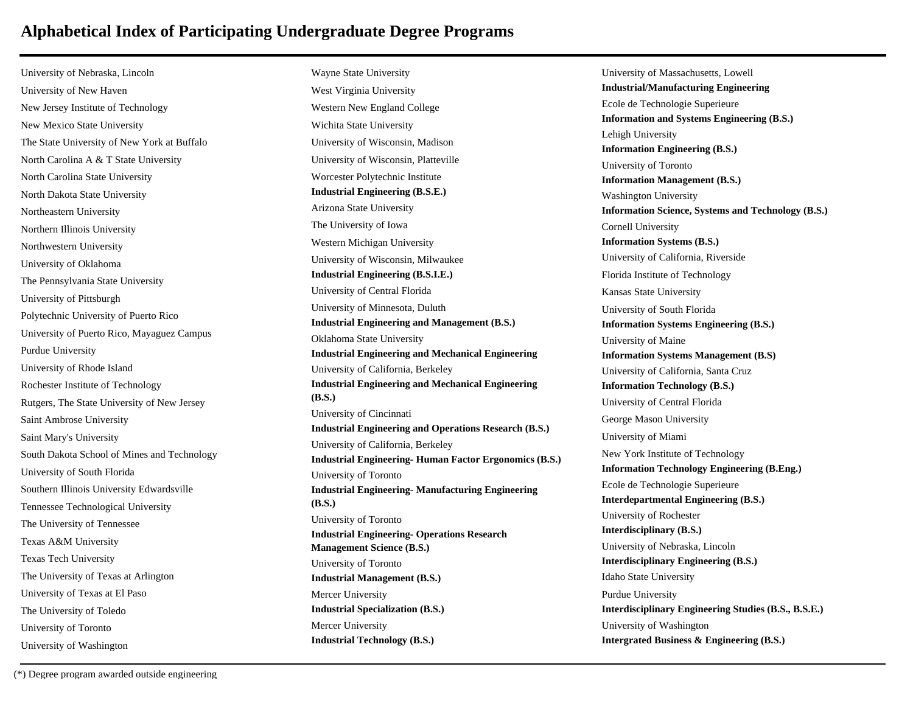# Alphabetical Index of Participating Undergraduate Degree Programs

University of Nebraska, Lincoln
University of New Haven
New Jersey Institute of Technology
New Mexico State University
The State University of New York at Buffalo
North Carolina A & T State University
North Carolina State University
North Dakota State University
Northeastern University
Northern Illinois University
Northwestern University
University of Oklahoma
The Pennsylvania State University
University of Pittsburgh
Polytechnic University of Puerto Rico
University of Puerto Rico, Mayaguez Campus
Purdue University
University of Rhode Island
Rochester Institute of Technology
Rutgers, The State University of New Jersey
Saint Ambrose University
Saint Mary's University
South Dakota School of Mines and Technology
University of South Florida
Southern Illinois University Edwardsville
Tennessee Technological University
The University of Tennessee
Texas A&M University
Texas Tech University
The University of Texas at Arlington
University of Texas at El Paso
The University of Toledo
University of Toronto
University of Washington
Wayne State University
West Virginia University
Western New England College
Wichita State University
University of Wisconsin, Madison
University of Wisconsin, Platteville
Worcester Polytechnic Institute

**Industrial Engineering (B.S.E.)**

Arizona State University
The University of Iowa
Western Michigan University
University of Wisconsin, Milwaukee

**Industrial Engineering (B.S.I.E.)**

University of Central Florida
University of Minnesota, Duluth

**Industrial Engineering and Management (B.S.)**

Oklahoma State University

**Industrial Engineering and Mechanical Engineering**

University of California, Berkeley

**Industrial Engineering and Mechanical Engineering (B.S.)**

University of Cincinnati

**Industrial Engineering and Operations Research (B.S.)**

University of California, Berkeley

**Industrial Engineering- Human Factor Ergonomics (B.S.)**

University of Toronto

**Industrial Engineering- Manufacturing Engineering (B.S.)**

University of Toronto

**Industrial Engineering- Operations Research Management Science (B.S.)**

University of Toronto

**Industrial Management (B.S.)**

Mercer University

**Industrial Specialization (B.S.)**

Mercer University

**Industrial Technology (B.S.)**

University of Massachusetts, Lowell

**Industrial/Manufacturing Engineering**

Ecole de Technologie Superieure

**Information and Systems Engineering (B.S.)**

Lehigh University

**Information Engineering (B.S.)**

University of Toronto

**Information Management (B.S.)**

Washington University

**Information Science, Systems and Technology (B.S.)**

Cornell University

**Information Systems (B.S.)**

University of California, Riverside
Florida Institute of Technology
Kansas State University
University of South Florida

**Information Systems Engineering (B.S.)**

University of Maine

**Information Systems Management (B.S)**

University of California, Santa Cruz

**Information Technology (B.S.)**

University of Central Florida
George Mason University
University of Miami
New York Institute of Technology

**Information Technology Engineering (B.Eng.)**

Ecole de Technologie Superieure

**Interdepartmental Engineering (B.S.)**

University of Rochester

**Interdisciplinary (B.S.)**

University of Nebraska, Lincoln

**Interdisciplinary Engineering (B.S.)**

Idaho State University
Purdue University

**Interdisciplinary Engineering Studies (B.S., B.S.E.)**

University of Washington

**Intergrated Business & Engineering (B.S.)**

(*) Degree program awarded outside engineering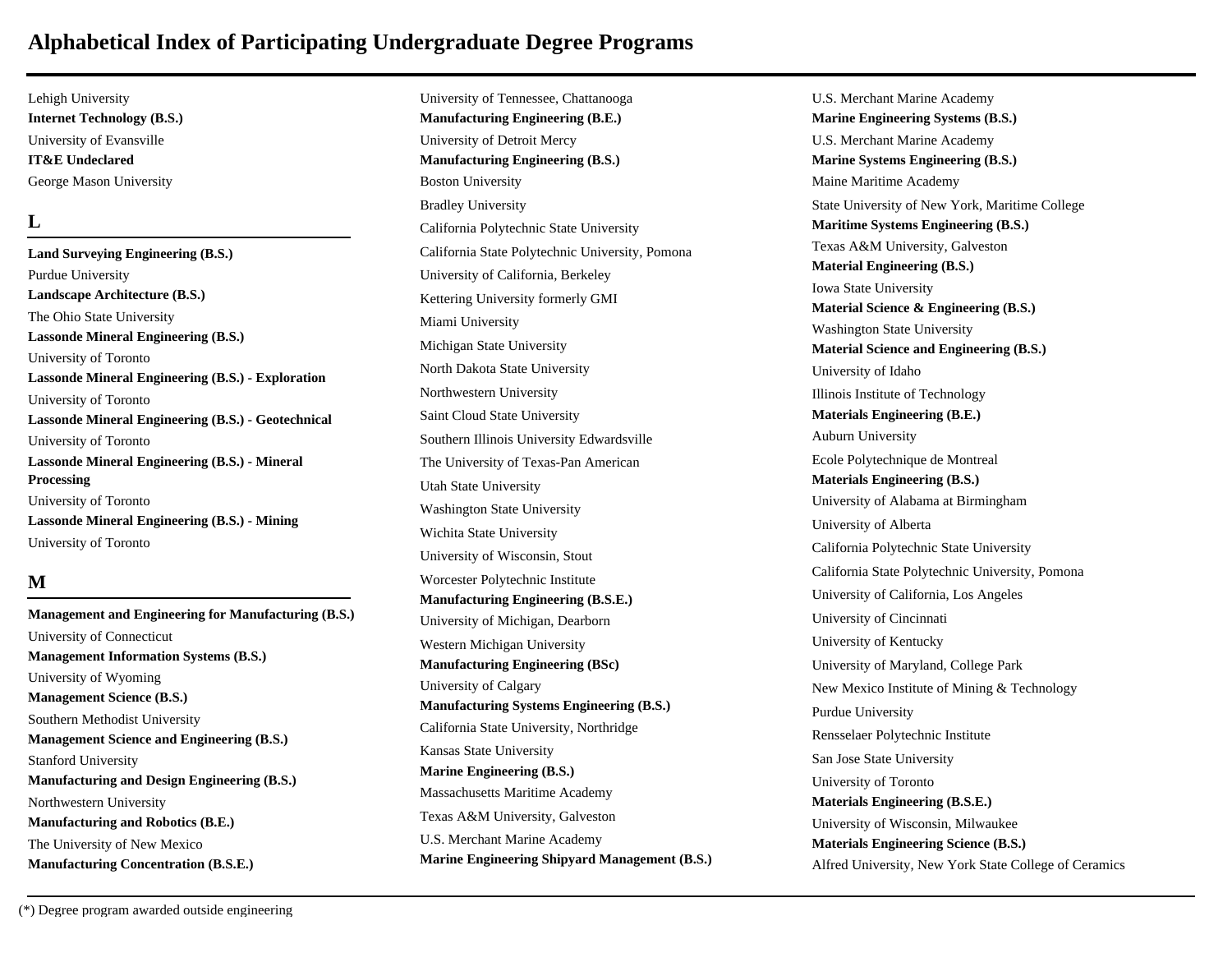# Alphabetical Index of Participating Undergraduate Degree Programs

Lehigh University

**Internet Technology (B.S.)**

University of Evansville

**IT&E Undeclared**

George Mason University

## L

**Land Surveying Engineering (B.S.)**

Purdue University

**Landscape Architecture (B.S.)**

The Ohio State University

**Lassonde Mineral Engineering (B.S.)**

University of Toronto

**Lassonde Mineral Engineering (B.S.) - Exploration**

University of Toronto

**Lassonde Mineral Engineering (B.S.) - Geotechnical**

University of Toronto

**Lassonde Mineral Engineering (B.S.) - Mineral Processing**

University of Toronto

**Lassonde Mineral Engineering (B.S.) - Mining**

University of Toronto

## M

**Management and Engineering for Manufacturing (B.S.)**

University of Connecticut

**Management Information Systems (B.S.)**

University of Wyoming

**Management Science (B.S.)**

Southern Methodist University

**Management Science and Engineering (B.S.)**

Stanford University

**Manufacturing and Design Engineering (B.S.)**

Northwestern University

**Manufacturing and Robotics (B.E.)**

The University of New Mexico

**Manufacturing Concentration (B.S.E.)**

University of Tennessee, Chattanooga

**Manufacturing Engineering (B.E.)**

University of Detroit Mercy

**Manufacturing Engineering (B.S.)**

Boston University

Bradley University

California Polytechnic State University

California State Polytechnic University, Pomona

University of California, Berkeley

Kettering University formerly GMI

Miami University

Michigan State University

North Dakota State University

Northwestern University

Saint Cloud State University

Southern Illinois University Edwardsville

The University of Texas-Pan American

Utah State University

Washington State University

Wichita State University

University of Wisconsin, Stout

Worcester Polytechnic Institute

**Manufacturing Engineering (B.S.E.)**

University of Michigan, Dearborn

Western Michigan University

**Manufacturing Engineering (BSc)**

University of Calgary

**Manufacturing Systems Engineering (B.S.)**

California State University, Northridge

Kansas State University

**Marine Engineering (B.S.)**

Massachusetts Maritime Academy

Texas A&M University, Galveston

U.S. Merchant Marine Academy

**Marine Engineering Shipyard Management (B.S.)**

U.S. Merchant Marine Academy

**Marine Engineering Systems (B.S.)**

U.S. Merchant Marine Academy

**Marine Systems Engineering (B.S.)**

Maine Maritime Academy

State University of New York, Maritime College

**Maritime Systems Engineering (B.S.)**

Texas A&M University, Galveston

**Material Engineering (B.S.)**

Iowa State University

**Material Science & Engineering (B.S.)**

Washington State University

**Material Science and Engineering (B.S.)**

University of Idaho

Illinois Institute of Technology

**Materials Engineering (B.E.)**

Auburn University

Ecole Polytechnique de Montreal

**Materials Engineering (B.S.)**

University of Alabama at Birmingham

University of Alberta

California Polytechnic State University

California State Polytechnic University, Pomona

University of California, Los Angeles

University of Cincinnati

University of Kentucky

University of Maryland, College Park

New Mexico Institute of Mining & Technology

Purdue University

Rensselaer Polytechnic Institute

San Jose State University

University of Toronto

**Materials Engineering (B.S.E.)**

University of Wisconsin, Milwaukee

**Materials Engineering Science (B.S.)**

Alfred University, New York State College of Ceramics

(*) Degree program awarded outside engineering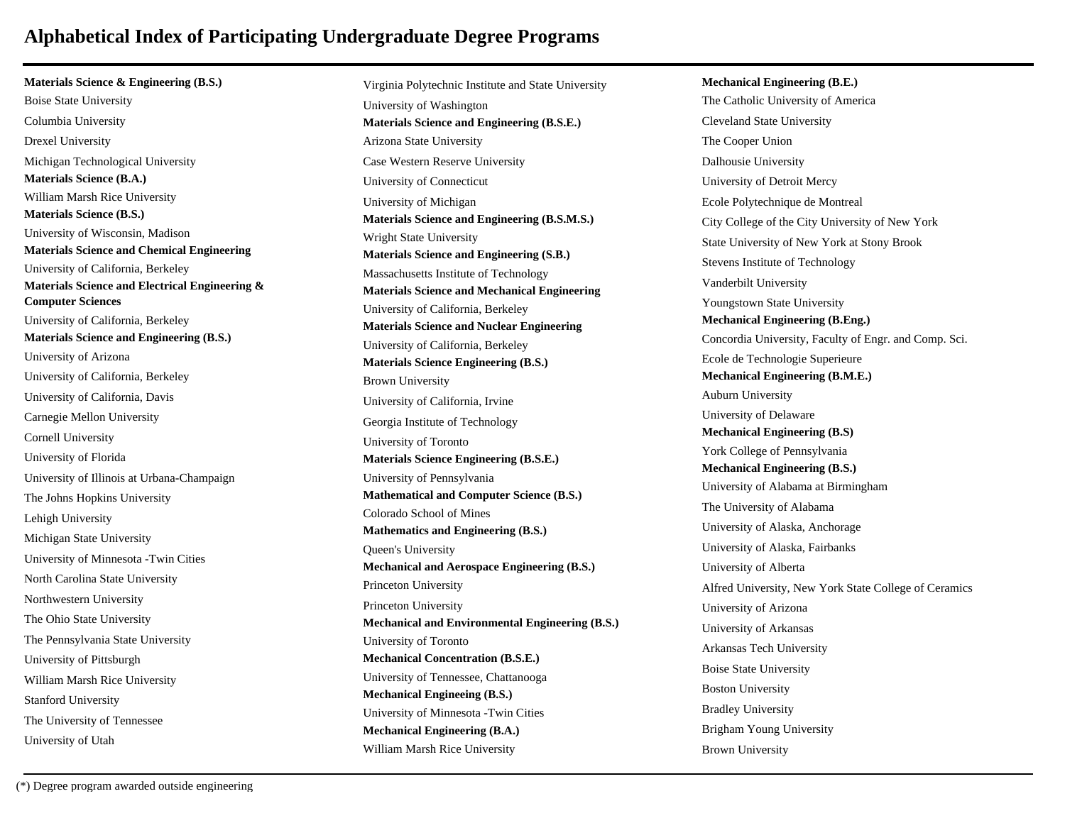# Alphabetical Index of Participating Undergraduate Degree Programs

**Materials Science & Engineering (B.S.)**

Boise State University

Columbia University

Drexel University

Michigan Technological University

**Materials Science (B.A.)**

William Marsh Rice University

**Materials Science (B.S.)**

University of Wisconsin, Madison

**Materials Science and Chemical Engineering**

University of California, Berkeley

**Materials Science and Electrical Engineering & Computer Sciences**

University of California, Berkeley

**Materials Science and Engineering (B.S.)**

University of Arizona

University of California, Berkeley

University of California, Davis

Carnegie Mellon University

Cornell University

University of Florida

University of Illinois at Urbana-Champaign

The Johns Hopkins University

Lehigh University

Michigan State University

University of Minnesota -Twin Cities

North Carolina State University

Northwestern University

The Ohio State University

The Pennsylvania State University

University of Pittsburgh

William Marsh Rice University

Stanford University

The University of Tennessee

University of Utah

Virginia Polytechnic Institute and State University

University of Washington

**Materials Science and Engineering (B.S.E.)**

Arizona State University

Case Western Reserve University

University of Connecticut

University of Michigan

**Materials Science and Engineering (B.S.M.S.)**

Wright State University

**Materials Science and Engineering (S.B.)**

Massachusetts Institute of Technology

**Materials Science and Mechanical Engineering**

University of California, Berkeley

**Materials Science and Nuclear Engineering**

University of California, Berkeley

**Materials Science Engineering (B.S.)**

Brown University

University of California, Irvine

Georgia Institute of Technology

University of Toronto

**Materials Science Engineering (B.S.E.)**

University of Pennsylvania

**Mathematical and Computer Science (B.S.)**

Colorado School of Mines

**Mathematics and Engineering (B.S.)**

Queen's University

**Mechanical and Aerospace Engineering (B.S.)**

Princeton University

Princeton University

**Mechanical and Environmental Engineering (B.S.)**

University of Toronto

**Mechanical Concentration (B.S.E.)**

University of Tennessee, Chattanooga

**Mechanical Engineeing (B.S.)**

University of Minnesota -Twin Cities

**Mechanical Engineering (B.A.)**

William Marsh Rice University

**Mechanical Engineering (B.E.)**

The Catholic University of America

Cleveland State University

The Cooper Union

Dalhousie University

University of Detroit Mercy

Ecole Polytechnique de Montreal

City College of the City University of New York

State University of New York at Stony Brook

Stevens Institute of Technology

Vanderbilt University

Youngstown State University

**Mechanical Engineering (B.Eng.)**

Concordia University, Faculty of Engr. and Comp. Sci.

Ecole de Technologie Superieure

**Mechanical Engineering (B.M.E.)**

Auburn University

University of Delaware

**Mechanical Engineering (B.S)**

York College of Pennsylvania

**Mechanical Engineering (B.S.)**

University of Alabama at Birmingham

The University of Alabama

University of Alaska, Anchorage

University of Alaska, Fairbanks

University of Alberta

Alfred University, New York State College of Ceramics

University of Arizona

University of Arkansas

Arkansas Tech University

Boise State University

Boston University

Bradley University

Brigham Young University

Brown University

(*) Degree program awarded outside engineering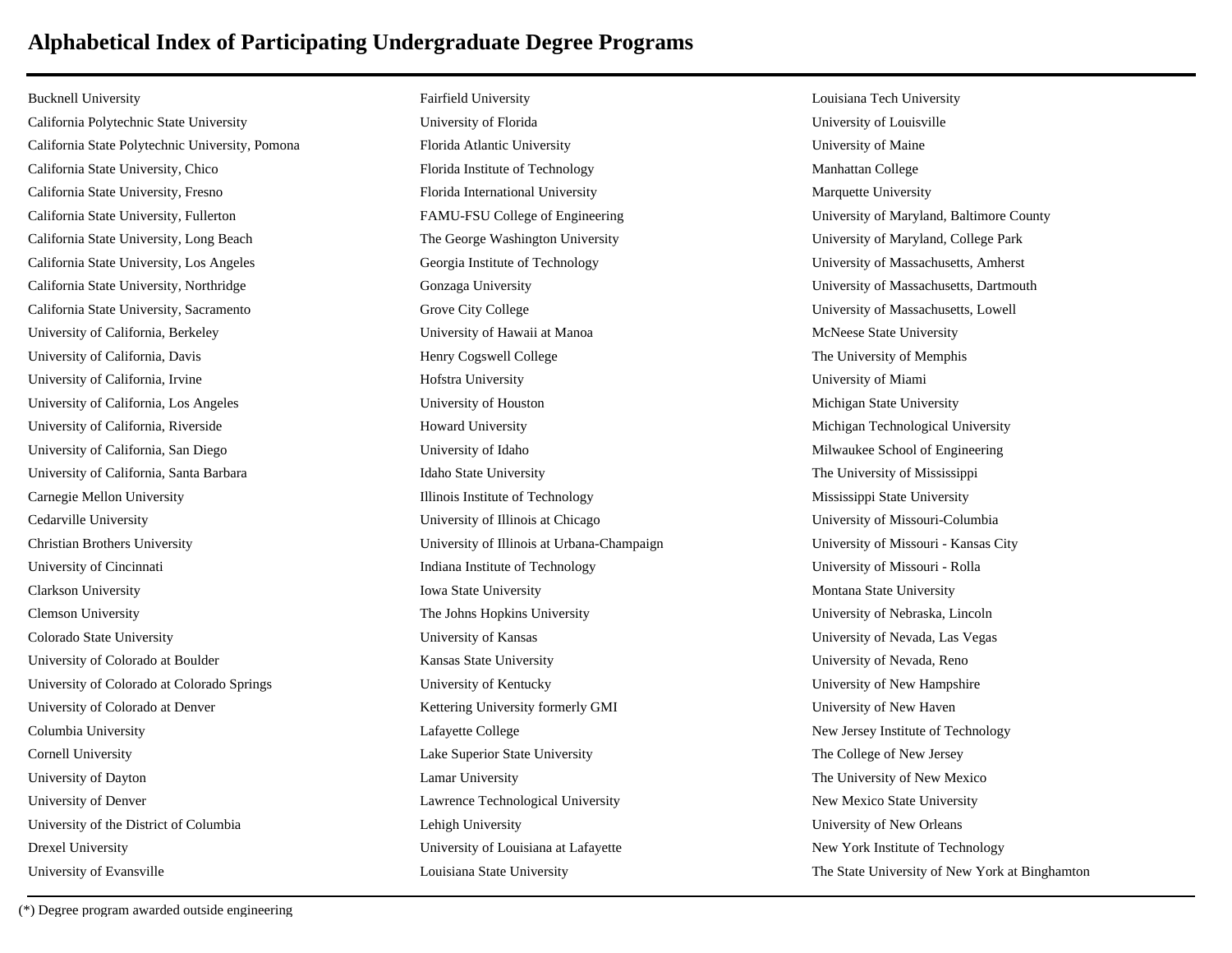# Alphabetical Index of Participating Undergraduate Degree Programs

Bucknell University
California Polytechnic State University
California State Polytechnic University, Pomona
California State University, Chico
California State University, Fresno
California State University, Fullerton
California State University, Long Beach
California State University, Los Angeles
California State University, Northridge
California State University, Sacramento
University of California, Berkeley
University of California, Davis
University of California, Irvine
University of California, Los Angeles
University of California, Riverside
University of California, San Diego
University of California, Santa Barbara
Carnegie Mellon University
Cedarville University
Christian Brothers University
University of Cincinnati
Clarkson University
Clemson University
Colorado State University
University of Colorado at Boulder
University of Colorado at Colorado Springs
University of Colorado at Denver
Columbia University
Cornell University
University of Dayton
University of Denver
University of the District of Columbia
Drexel University
University of Evansville
Fairfield University
University of Florida
Florida Atlantic University
Florida Institute of Technology
Florida International University
FAMU-FSU College of Engineering
The George Washington University
Georgia Institute of Technology
Gonzaga University
Grove City College
University of Hawaii at Manoa
Henry Cogswell College
Hofstra University
University of Houston
Howard University
University of Idaho
Idaho State University
Illinois Institute of Technology
University of Illinois at Chicago
University of Illinois at Urbana-Champaign
Indiana Institute of Technology
Iowa State University
The Johns Hopkins University
University of Kansas
Kansas State University
University of Kentucky
Kettering University formerly GMI
Lafayette College
Lake Superior State University
Lamar University
Lawrence Technological University
Lehigh University
University of Louisiana at Lafayette
Louisiana State University
Louisiana Tech University
University of Louisville
University of Maine
Manhattan College
Marquette University
University of Maryland, Baltimore County
University of Maryland, College Park
University of Massachusetts, Amherst
University of Massachusetts, Dartmouth
University of Massachusetts, Lowell
McNeese State University
The University of Memphis
University of Miami
Michigan State University
Michigan Technological University
Milwaukee School of Engineering
The University of Mississippi
Mississippi State University
University of Missouri-Columbia
University of Missouri - Kansas City
University of Missouri - Rolla
Montana State University
University of Nebraska, Lincoln
University of Nevada, Las Vegas
University of Nevada, Reno
University of New Hampshire
University of New Haven
New Jersey Institute of Technology
The College of New Jersey
The University of New Mexico
New Mexico State University
University of New Orleans
New York Institute of Technology
The State University of New York at Binghamton

(*) Degree program awarded outside engineering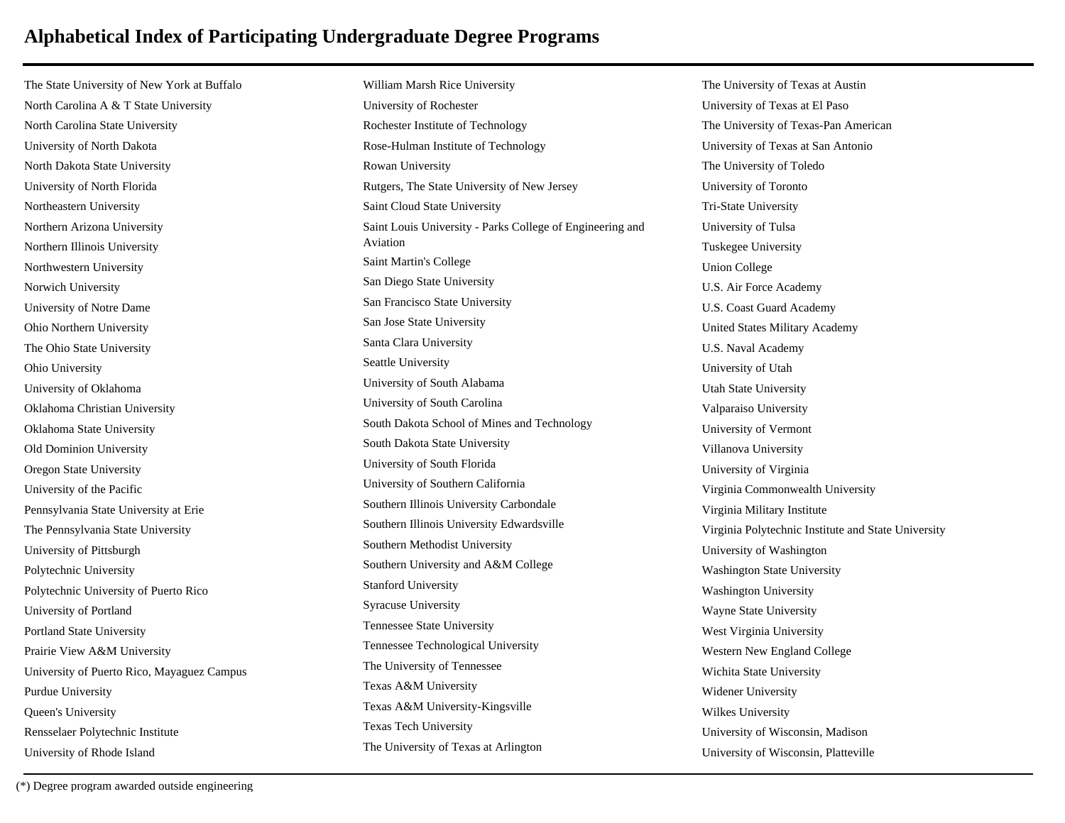# Alphabetical Index of Participating Undergraduate Degree Programs

The State University of New York at Buffalo
North Carolina A & T State University
North Carolina State University
University of North Dakota
North Dakota State University
University of North Florida
Northeastern University
Northern Arizona University
Northern Illinois University
Northwestern University
Norwich University
University of Notre Dame
Ohio Northern University
The Ohio State University
Ohio University
University of Oklahoma
Oklahoma Christian University
Oklahoma State University
Old Dominion University
Oregon State University
University of the Pacific
Pennsylvania State University at Erie
The Pennsylvania State University
University of Pittsburgh
Polytechnic University
Polytechnic University of Puerto Rico
University of Portland
Portland State University
Prairie View A&M University
University of Puerto Rico, Mayaguez Campus
Purdue University
Queen's University
Rensselaer Polytechnic Institute
University of Rhode Island
William Marsh Rice University
University of Rochester
Rochester Institute of Technology
Rose-Hulman Institute of Technology
Rowan University
Rutgers, The State University of New Jersey
Saint Cloud State University
Saint Louis University - Parks College of Engineering and Aviation
Saint Martin's College
San Diego State University
San Francisco State University
San Jose State University
Santa Clara University
Seattle University
University of South Alabama
University of South Carolina
South Dakota School of Mines and Technology
South Dakota State University
University of South Florida
University of Southern California
Southern Illinois University Carbondale
Southern Illinois University Edwardsville
Southern Methodist University
Southern University and A&M College
Stanford University
Syracuse University
Tennessee State University
Tennessee Technological University
The University of Tennessee
Texas A&M University
Texas A&M University-Kingsville
Texas Tech University
The University of Texas at Arlington
The University of Texas at Austin
University of Texas at El Paso
The University of Texas-Pan American
University of Texas at San Antonio
The University of Toledo
University of Toronto
Tri-State University
University of Tulsa
Tuskegee University
Union College
U.S. Air Force Academy
U.S. Coast Guard Academy
United States Military Academy
U.S. Naval Academy
University of Utah
Utah State University
Valparaiso University
University of Vermont
Villanova University
University of Virginia
Virginia Commonwealth University
Virginia Military Institute
Virginia Polytechnic Institute and State University
University of Washington
Washington State University
Washington University
Wayne State University
West Virginia University
Western New England College
Wichita State University
Widener University
Wilkes University
University of Wisconsin, Madison
University of Wisconsin, Platteville

(*) Degree program awarded outside engineering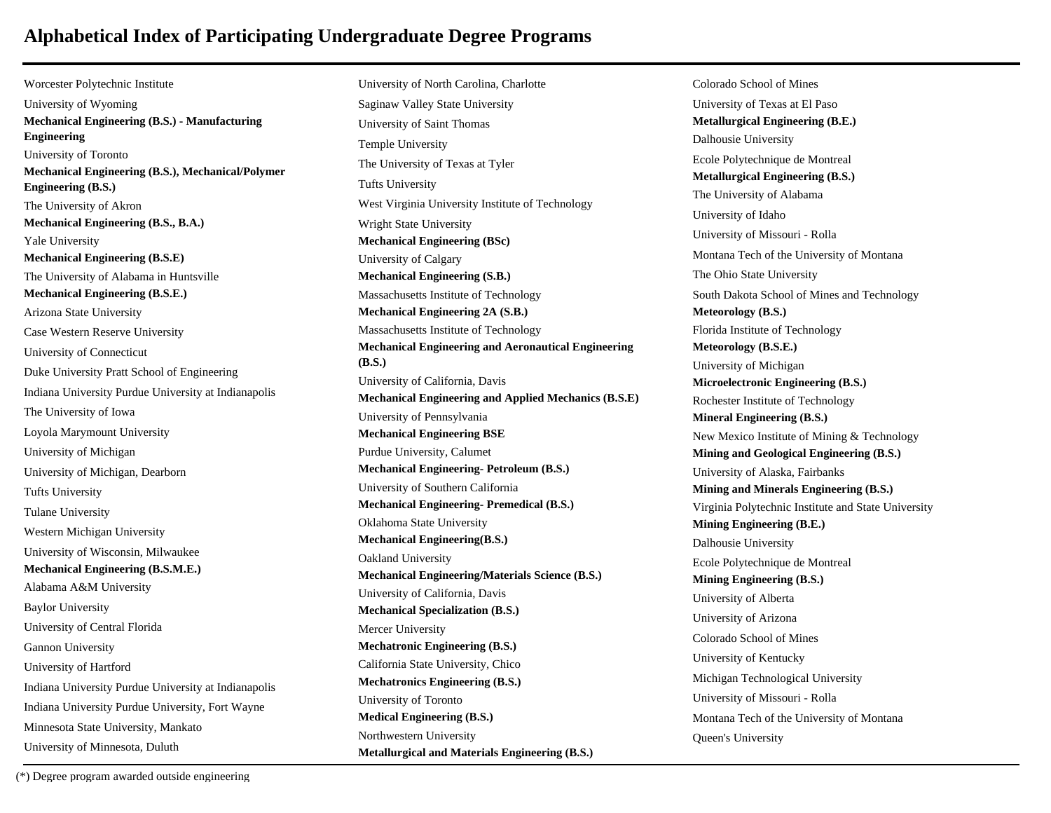# Alphabetical Index of Participating Undergraduate Degree Programs

Worcester Polytechnic Institute

University of Wyoming

**Mechanical Engineering (B.S.) - Manufacturing Engineering**

University of Toronto

**Mechanical Engineering (B.S.), Mechanical/Polymer Engineering (B.S.)**

The University of Akron

**Mechanical Engineering (B.S., B.A.)**

Yale University

**Mechanical Engineering (B.S.E)**

The University of Alabama in Huntsville

**Mechanical Engineering (B.S.E.)**

Arizona State University

Case Western Reserve University

University of Connecticut

Duke University Pratt School of Engineering

Indiana University Purdue University at Indianapolis

The University of Iowa

Loyola Marymount University

University of Michigan

University of Michigan, Dearborn

Tufts University

Tulane University

Western Michigan University

University of Wisconsin, Milwaukee

**Mechanical Engineering (B.S.M.E.)**

Alabama A&M University

Baylor University

University of Central Florida

Gannon University

University of Hartford

Indiana University Purdue University at Indianapolis

Indiana University Purdue University, Fort Wayne

Minnesota State University, Mankato

University of Minnesota, Duluth

University of North Carolina, Charlotte

Saginaw Valley State University

University of Saint Thomas

Temple University

The University of Texas at Tyler

Tufts University

West Virginia University Institute of Technology

Wright State University

**Mechanical Engineering (BSc)**

University of Calgary

**Mechanical Engineering (S.B.)**

Massachusetts Institute of Technology

**Mechanical Engineering 2A (S.B.)**

Massachusetts Institute of Technology

**Mechanical Engineering and Aeronautical Engineering (B.S.)**

University of California, Davis

**Mechanical Engineering and Applied Mechanics (B.S.E)**

University of Pennsylvania

**Mechanical Engineering BSE**

Purdue University, Calumet

**Mechanical Engineering- Petroleum (B.S.)**

University of Southern California

**Mechanical Engineering- Premedical (B.S.)**

Oklahoma State University

**Mechanical Engineering(B.S.)**

Oakland University

**Mechanical Engineering/Materials Science (B.S.)**

University of California, Davis

**Mechanical Specialization (B.S.)**

Mercer University

**Mechatronic Engineering (B.S.)**

California State University, Chico

**Mechatronics Engineering (B.S.)**

University of Toronto

**Medical Engineering (B.S.)**

Northwestern University

**Metallurgical and Materials Engineering (B.S.)**

Colorado School of Mines

University of Texas at El Paso

**Metallurgical Engineering (B.E.)**

Dalhousie University

Ecole Polytechnique de Montreal

**Metallurgical Engineering (B.S.)**

The University of Alabama

University of Idaho

University of Missouri - Rolla

Montana Tech of the University of Montana

The Ohio State University

South Dakota School of Mines and Technology

**Meteorology (B.S.)**

Florida Institute of Technology

**Meteorology (B.S.E.)**

University of Michigan

**Microelectronic Engineering (B.S.)**

Rochester Institute of Technology

**Mineral Engineering (B.S.)**

New Mexico Institute of Mining & Technology

**Mining and Geological Engineering (B.S.)**

University of Alaska, Fairbanks

**Mining and Minerals Engineering (B.S.)**

Virginia Polytechnic Institute and State University

**Mining Engineering (B.E.)**

Dalhousie University

Ecole Polytechnique de Montreal

**Mining Engineering (B.S.)**

University of Alberta

University of Arizona

Colorado School of Mines

University of Kentucky

Michigan Technological University

University of Missouri - Rolla

Montana Tech of the University of Montana

Queen's University

(*) Degree program awarded outside engineering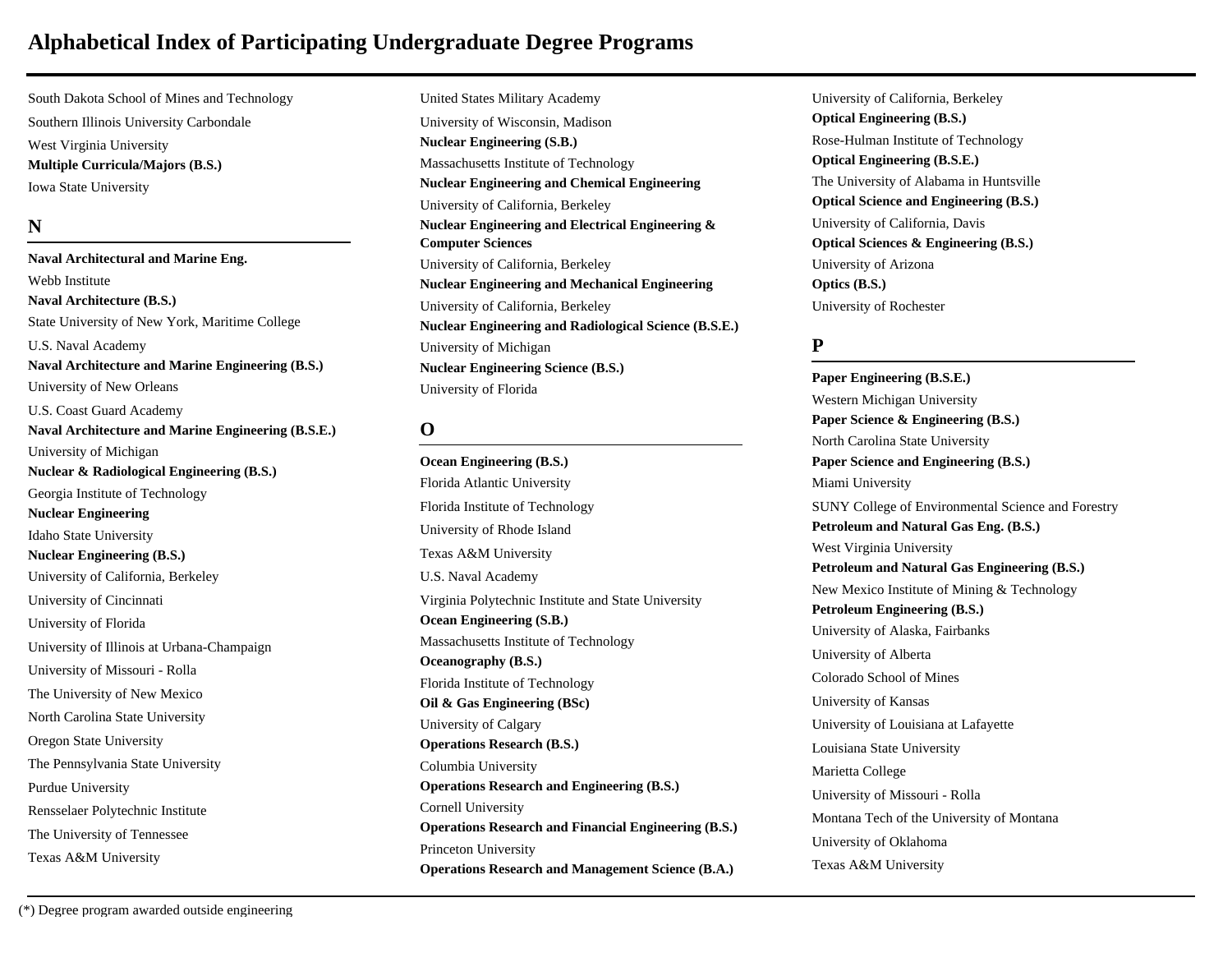# Alphabetical Index of Participating Undergraduate Degree Programs

South Dakota School of Mines and Technology

Southern Illinois University Carbondale

West Virginia University

**Multiple Curricula/Majors (B.S.)**

Iowa State University

## N

**Naval Architectural and Marine Eng.**

Webb Institute

**Naval Architecture (B.S.)**

State University of New York, Maritime College

U.S. Naval Academy

**Naval Architecture and Marine Engineering (B.S.)**

University of New Orleans

U.S. Coast Guard Academy

**Naval Architecture and Marine Engineering (B.S.E.)**

University of Michigan

**Nuclear & Radiological Engineering (B.S.)**

Georgia Institute of Technology

**Nuclear Engineering**

Idaho State University

**Nuclear Engineering (B.S.)**

University of California, Berkeley

University of Cincinnati

University of Florida

University of Illinois at Urbana-Champaign

University of Missouri - Rolla

The University of New Mexico

North Carolina State University

Oregon State University

The Pennsylvania State University

Purdue University

Rensselaer Polytechnic Institute

The University of Tennessee

Texas A&M University

United States Military Academy

University of Wisconsin, Madison

**Nuclear Engineering (S.B.)**

Massachusetts Institute of Technology

**Nuclear Engineering and Chemical Engineering**

University of California, Berkeley

**Nuclear Engineering and Electrical Engineering & Computer Sciences**

University of California, Berkeley

**Nuclear Engineering and Mechanical Engineering**

University of California, Berkeley

**Nuclear Engineering and Radiological Science (B.S.E.)**

University of Michigan

**Nuclear Engineering Science (B.S.)**

University of Florida

## O

**Ocean Engineering (B.S.)**

Florida Atlantic University

Florida Institute of Technology

University of Rhode Island

Texas A&M University

U.S. Naval Academy

Virginia Polytechnic Institute and State University

**Ocean Engineering (S.B.)**

Massachusetts Institute of Technology

**Oceanography (B.S.)**

Florida Institute of Technology

**Oil & Gas Engineering (BSc)**

University of Calgary

**Operations Research (B.S.)**

Columbia University

**Operations Research and Engineering (B.S.)**

Cornell University

**Operations Research and Financial Engineering (B.S.)**

Princeton University

**Operations Research and Management Science (B.A.)**

University of California, Berkeley

**Optical Engineering (B.S.)**

Rose-Hulman Institute of Technology

**Optical Engineering (B.S.E.)**

The University of Alabama in Huntsville

**Optical Science and Engineering (B.S.)**

University of California, Davis

**Optical Sciences & Engineering (B.S.)**

University of Arizona

**Optics (B.S.)**

University of Rochester

## P

**Paper Engineering (B.S.E.)**

Western Michigan University

**Paper Science & Engineering (B.S.)**

North Carolina State University

**Paper Science and Engineering (B.S.)**

Miami University

SUNY College of Environmental Science and Forestry

**Petroleum and Natural Gas Eng. (B.S.)**

West Virginia University

**Petroleum and Natural Gas Engineering (B.S.)**

New Mexico Institute of Mining & Technology

**Petroleum Engineering (B.S.)**

University of Alaska, Fairbanks

University of Alberta

Colorado School of Mines

University of Kansas

University of Louisiana at Lafayette

Louisiana State University

Marietta College

University of Missouri - Rolla

Montana Tech of the University of Montana

University of Oklahoma

Texas A&M University

(*) Degree program awarded outside engineering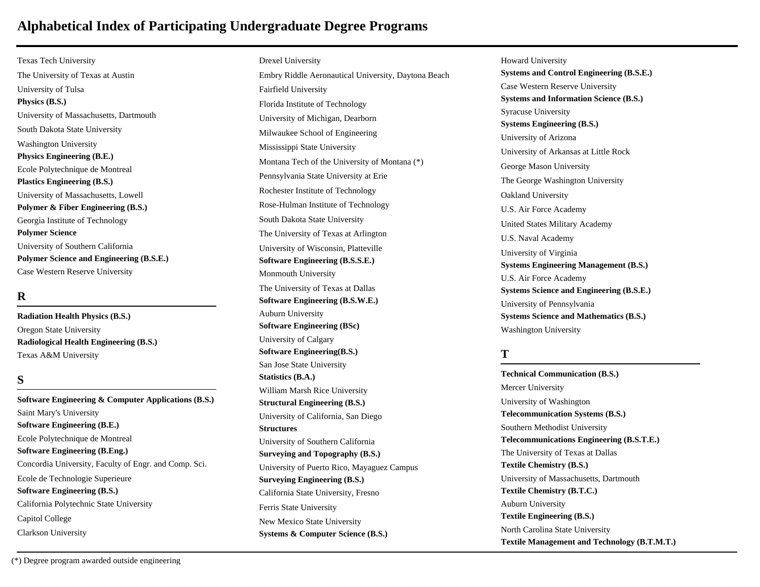# Alphabetical Index of Participating Undergraduate Degree Programs

Texas Tech University

The University of Texas at Austin

University of Tulsa

**Physics (B.S.)**

University of Massachusetts, Dartmouth

South Dakota State University

Washington University

**Physics Engineering (B.E.)**

Ecole Polytechnique de Montreal

**Plastics Engineering (B.S.)**

University of Massachusetts, Lowell

**Polymer & Fiber Engineering (B.S.)**

Georgia Institute of Technology

**Polymer Science**

University of Southern California

**Polymer Science and Engineering (B.S.E.)**

Case Western Reserve University

## R

**Radiation Health Physics (B.S.)**

Oregon State University

**Radiological Health Engineering (B.S.)**

Texas A&M University

## S

**Software Engineering & Computer Applications (B.S.)**

Saint Mary's University

**Software Engineering (B.E.)**

Ecole Polytechnique de Montreal

**Software Engineering (B.Eng.)**

Concordia University, Faculty of Engr. and Comp. Sci.

Ecole de Technologie Superieure

**Software Engineering (B.S.)**

California Polytechnic State University

Capitol College

Clarkson University

Drexel University

Embry Riddle Aeronautical University, Daytona Beach

Fairfield University

Florida Institute of Technology

University of Michigan, Dearborn

Milwaukee School of Engineering

Mississippi State University

Montana Tech of the University of Montana (*)

Pennsylvania State University at Erie

Rochester Institute of Technology

Rose-Hulman Institute of Technology

South Dakota State University

The University of Texas at Arlington

University of Wisconsin, Platteville

**Software Engineering (B.S.S.E.)**

Monmouth University

The University of Texas at Dallas

**Software Engineering (B.S.W.E.)**

Auburn University

**Software Engineering (BSc)**

University of Calgary

**Software Engineering(B.S.)**

San Jose State University

**Statistics (B.A.)**

William Marsh Rice University

**Structural Engineering (B.S.)**

University of California, San Diego

**Structures**

University of Southern California

**Surveying and Topography (B.S.)**

University of Puerto Rico, Mayaguez Campus

**Surveying Engineering (B.S.)**

California State University, Fresno

Ferris State University

New Mexico State University

**Systems & Computer Science (B.S.)**

Howard University

**Systems and Control Engineering (B.S.E.)**

Case Western Reserve University

**Systems and Information Science (B.S.)**

Syracuse University

**Systems Engineering (B.S.)**

University of Arizona

University of Arkansas at Little Rock

George Mason University

The George Washington University

Oakland University

U.S. Air Force Academy

United States Military Academy

U.S. Naval Academy

University of Virginia

**Systems Engineering Management (B.S.)**

U.S. Air Force Academy

**Systems Science and Engineering (B.S.E.)**

University of Pennsylvania

**Systems Science and Mathematics (B.S.)**

Washington University

## T

**Technical Communication (B.S.)**

Mercer University

University of Washington

**Telecommunication Systems (B.S.)**

Southern Methodist University

**Telecommunications Engineering (B.S.T.E.)**

The University of Texas at Dallas

**Textile Chemistry (B.S.)**

University of Massachusetts, Dartmouth

**Textile Chemistry (B.T.C.)**

Auburn University

**Textile Engineering (B.S.)**

North Carolina State University

**Textile Management and Technology (B.T.M.T.)**

(*) Degree program awarded outside engineering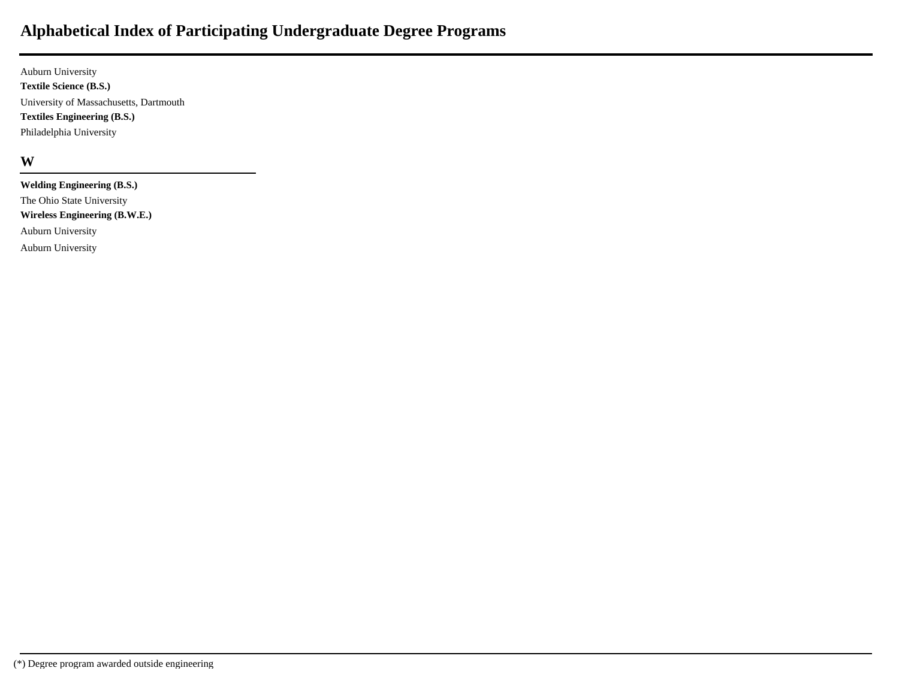# Alphabetical Index of Participating Undergraduate Degree Programs

Auburn University

**Textile Science (B.S.)**

University of Massachusetts, Dartmouth

**Textiles Engineering (B.S.)**

Philadelphia University

## W

**Welding Engineering (B.S.)**

The Ohio State University

**Wireless Engineering (B.W.E.)**

Auburn University

Auburn University

(*) Degree program awarded outside engineering